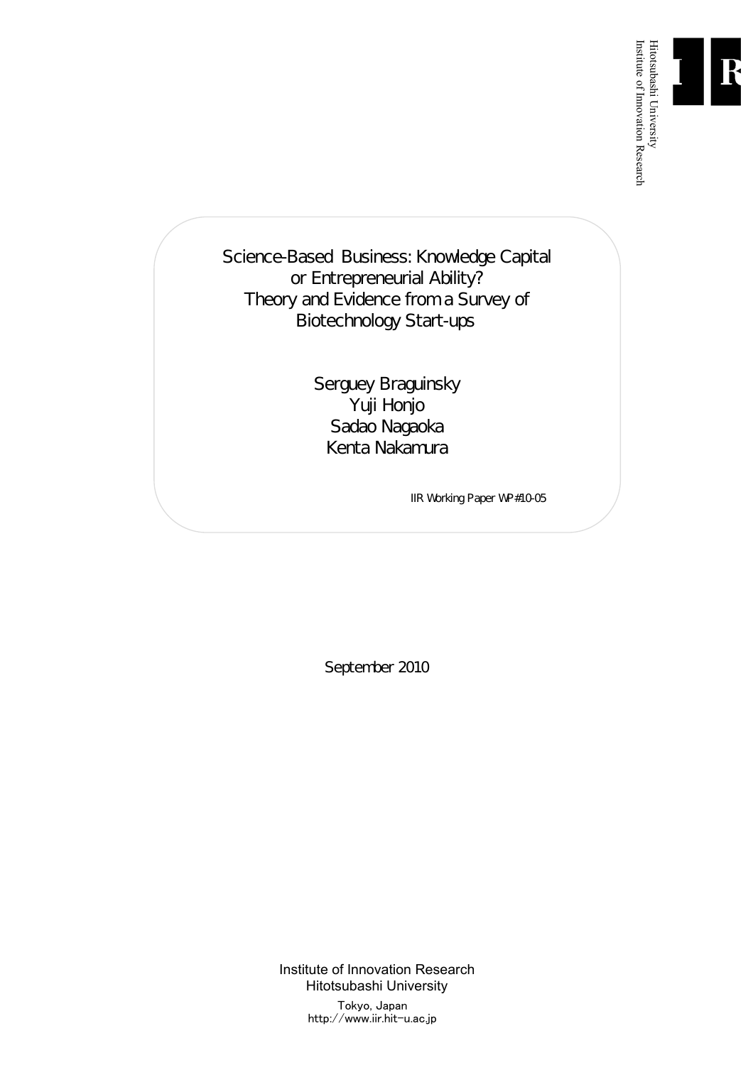Hitotsubashi University
Institute of Innovation Research

# Science-Based Business: Knowledge Capital or Entrepreneurial Ability? Theory and Evidence from a Survey of Biotechnology Start-ups

Serguey Braguinsky
Yuji Honjo
Sadao Nagaoka
Kenta Nakamura

IIR Working Paper WP#10-05

September 2010

Institute of Innovation Research
Hitotsubashi University
Tokyo, Japan
http://www.iir.hit-u.ac.jp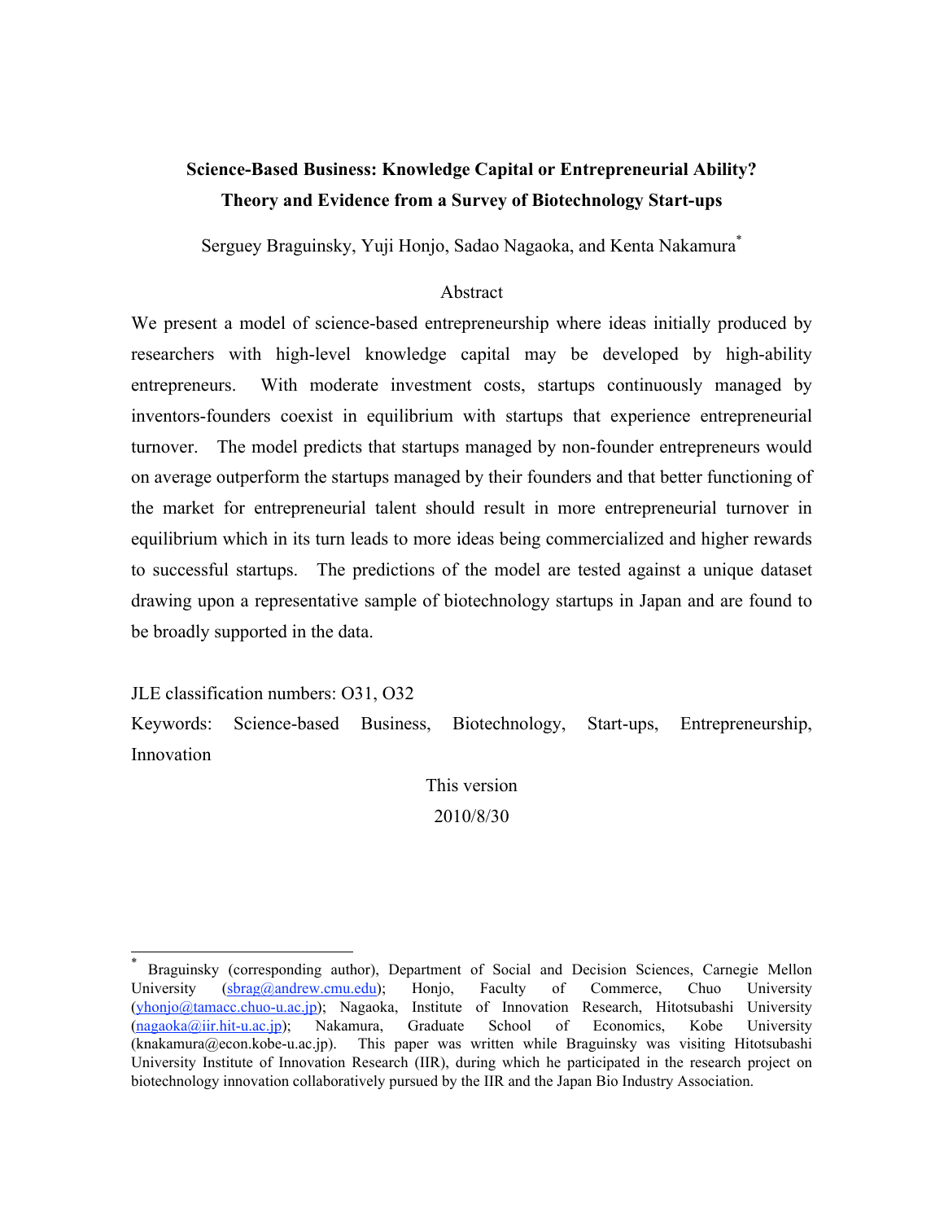**Science-Based Business: Knowledge Capital or Entrepreneurial Ability? Theory and Evidence from a Survey of Biotechnology Start-ups**

Serguey Braguinsky, Yuji Honjo, Sadao Nagaoka, and Kenta Nakamura*

Abstract

We present a model of science-based entrepreneurship where ideas initially produced by researchers with high-level knowledge capital may be developed by high-ability entrepreneurs. With moderate investment costs, startups continuously managed by inventors-founders coexist in equilibrium with startups that experience entrepreneurial turnover. The model predicts that startups managed by non-founder entrepreneurs would on average outperform the startups managed by their founders and that better functioning of the market for entrepreneurial talent should result in more entrepreneurial turnover in equilibrium which in its turn leads to more ideas being commercialized and higher rewards to successful startups. The predictions of the model are tested against a unique dataset drawing upon a representative sample of biotechnology startups in Japan and are found to be broadly supported in the data.

JLE classification numbers: O31, O32

Keywords: Science-based Business, Biotechnology, Start-ups, Entrepreneurship, Innovation

This version

2010/8/30

---

* Braguinsky (corresponding author), Department of Social and Decision Sciences, Carnegie Mellon University (sbrag@andrew.cmu.edu); Honjo, Faculty of Commerce, Chuo University (yhonjo@tamacc.chuo-u.ac.jp); Nagaoka, Institute of Innovation Research, Hitotsubashi University (nagaoka@iir.hit-u.ac.jp); Nakamura, Graduate School of Economics, Kobe University (knakamura@econ.kobe-u.ac.jp). This paper was written while Braguinsky was visiting Hitotsubashi University Institute of Innovation Research (IIR), during which he participated in the research project on biotechnology innovation collaboratively pursued by the IIR and the Japan Bio Industry Association.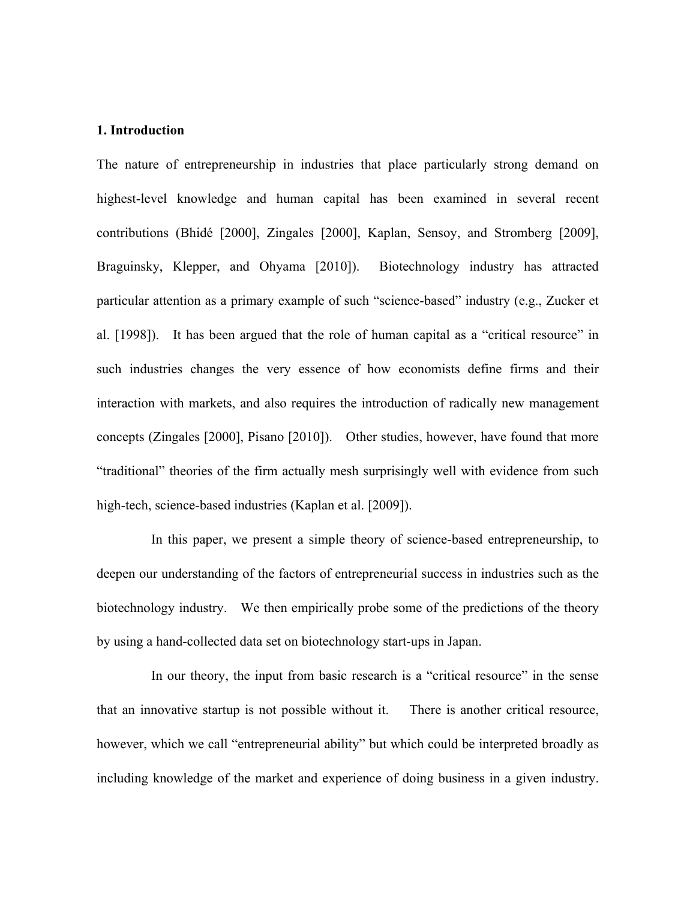## 1. Introduction

The nature of entrepreneurship in industries that place particularly strong demand on highest-level knowledge and human capital has been examined in several recent contributions (Bhidé [2000], Zingales [2000], Kaplan, Sensoy, and Stromberg [2009], Braguinsky, Klepper, and Ohyama [2010]). Biotechnology industry has attracted particular attention as a primary example of such "science-based" industry (e.g., Zucker et al. [1998]). It has been argued that the role of human capital as a "critical resource" in such industries changes the very essence of how economists define firms and their interaction with markets, and also requires the introduction of radically new management concepts (Zingales [2000], Pisano [2010]). Other studies, however, have found that more "traditional" theories of the firm actually mesh surprisingly well with evidence from such high-tech, science-based industries (Kaplan et al. [2009]).

In this paper, we present a simple theory of science-based entrepreneurship, to deepen our understanding of the factors of entrepreneurial success in industries such as the biotechnology industry. We then empirically probe some of the predictions of the theory by using a hand-collected data set on biotechnology start-ups in Japan.

In our theory, the input from basic research is a "critical resource" in the sense that an innovative startup is not possible without it. There is another critical resource, however, which we call "entrepreneurial ability" but which could be interpreted broadly as including knowledge of the market and experience of doing business in a given industry.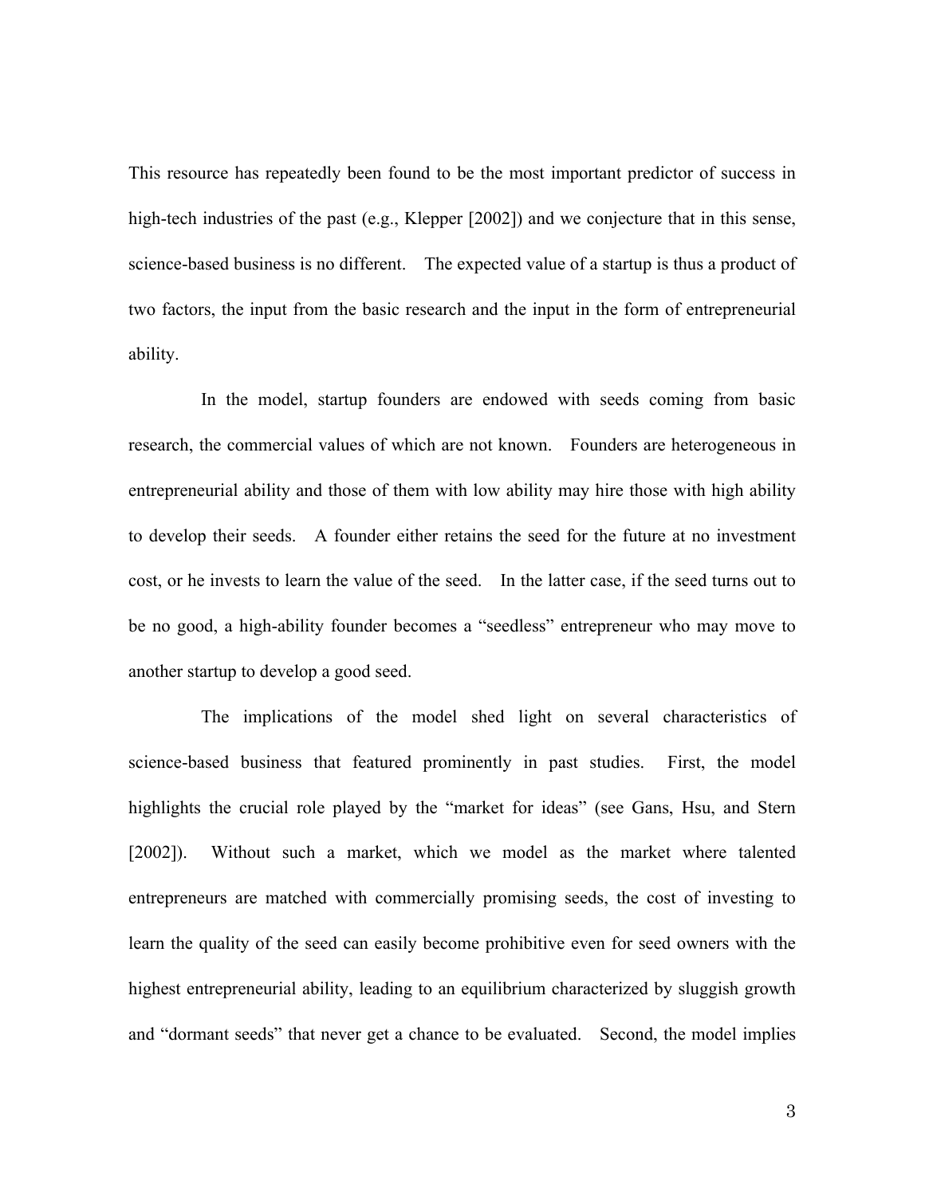This resource has repeatedly been found to be the most important predictor of success in high-tech industries of the past (e.g., Klepper [2002]) and we conjecture that in this sense, science-based business is no different. The expected value of a startup is thus a product of two factors, the input from the basic research and the input in the form of entrepreneurial ability.

In the model, startup founders are endowed with seeds coming from basic research, the commercial values of which are not known. Founders are heterogeneous in entrepreneurial ability and those of them with low ability may hire those with high ability to develop their seeds. A founder either retains the seed for the future at no investment cost, or he invests to learn the value of the seed. In the latter case, if the seed turns out to be no good, a high-ability founder becomes a "seedless" entrepreneur who may move to another startup to develop a good seed.

The implications of the model shed light on several characteristics of science-based business that featured prominently in past studies. First, the model highlights the crucial role played by the "market for ideas" (see Gans, Hsu, and Stern [2002]). Without such a market, which we model as the market where talented entrepreneurs are matched with commercially promising seeds, the cost of investing to learn the quality of the seed can easily become prohibitive even for seed owners with the highest entrepreneurial ability, leading to an equilibrium characterized by sluggish growth and "dormant seeds" that never get a chance to be evaluated. Second, the model implies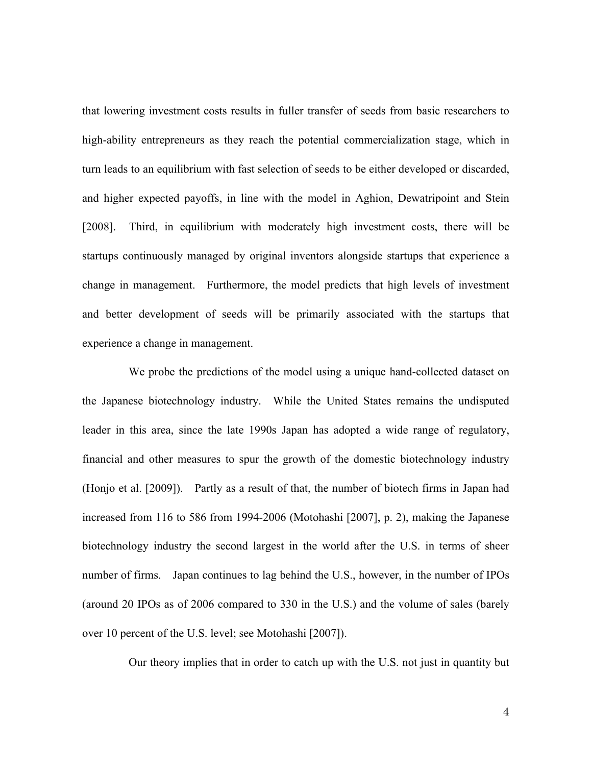that lowering investment costs results in fuller transfer of seeds from basic researchers to high-ability entrepreneurs as they reach the potential commercialization stage, which in turn leads to an equilibrium with fast selection of seeds to be either developed or discarded, and higher expected payoffs, in line with the model in Aghion, Dewatripoint and Stein [2008]. Third, in equilibrium with moderately high investment costs, there will be startups continuously managed by original inventors alongside startups that experience a change in management. Furthermore, the model predicts that high levels of investment and better development of seeds will be primarily associated with the startups that experience a change in management.

We probe the predictions of the model using a unique hand-collected dataset on the Japanese biotechnology industry. While the United States remains the undisputed leader in this area, since the late 1990s Japan has adopted a wide range of regulatory, financial and other measures to spur the growth of the domestic biotechnology industry (Honjo et al. [2009]). Partly as a result of that, the number of biotech firms in Japan had increased from 116 to 586 from 1994-2006 (Motohashi [2007], p. 2), making the Japanese biotechnology industry the second largest in the world after the U.S. in terms of sheer number of firms. Japan continues to lag behind the U.S., however, in the number of IPOs (around 20 IPOs as of 2006 compared to 330 in the U.S.) and the volume of sales (barely over 10 percent of the U.S. level; see Motohashi [2007]).

Our theory implies that in order to catch up with the U.S. not just in quantity but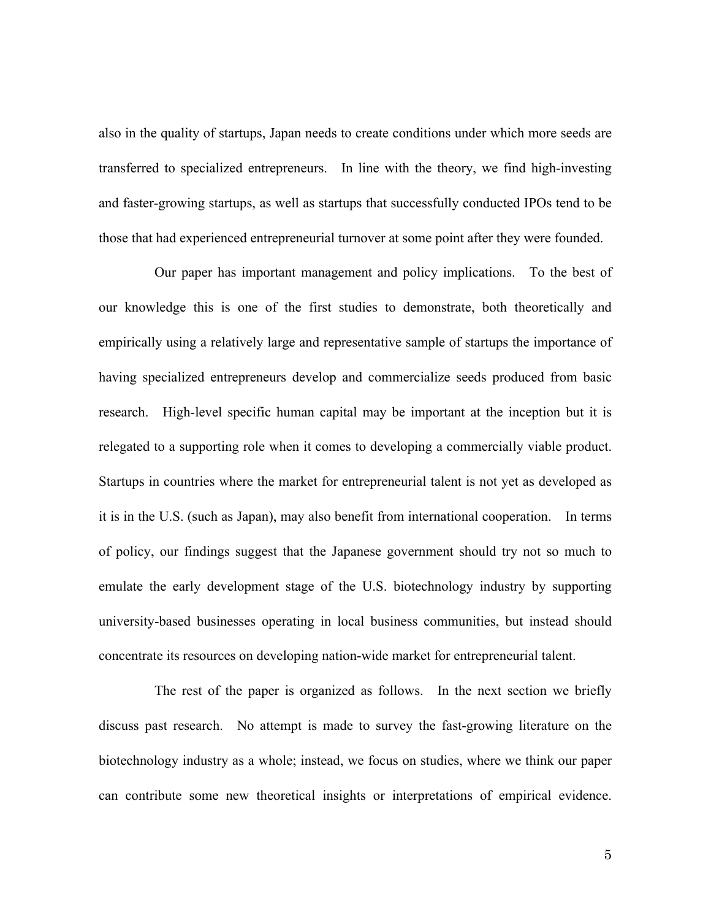also in the quality of startups, Japan needs to create conditions under which more seeds are transferred to specialized entrepreneurs. In line with the theory, we find high-investing and faster-growing startups, as well as startups that successfully conducted IPOs tend to be those that had experienced entrepreneurial turnover at some point after they were founded.

Our paper has important management and policy implications. To the best of our knowledge this is one of the first studies to demonstrate, both theoretically and empirically using a relatively large and representative sample of startups the importance of having specialized entrepreneurs develop and commercialize seeds produced from basic research. High-level specific human capital may be important at the inception but it is relegated to a supporting role when it comes to developing a commercially viable product. Startups in countries where the market for entrepreneurial talent is not yet as developed as it is in the U.S. (such as Japan), may also benefit from international cooperation. In terms of policy, our findings suggest that the Japanese government should try not so much to emulate the early development stage of the U.S. biotechnology industry by supporting university-based businesses operating in local business communities, but instead should concentrate its resources on developing nation-wide market for entrepreneurial talent.

The rest of the paper is organized as follows. In the next section we briefly discuss past research. No attempt is made to survey the fast-growing literature on the biotechnology industry as a whole; instead, we focus on studies, where we think our paper can contribute some new theoretical insights or interpretations of empirical evidence.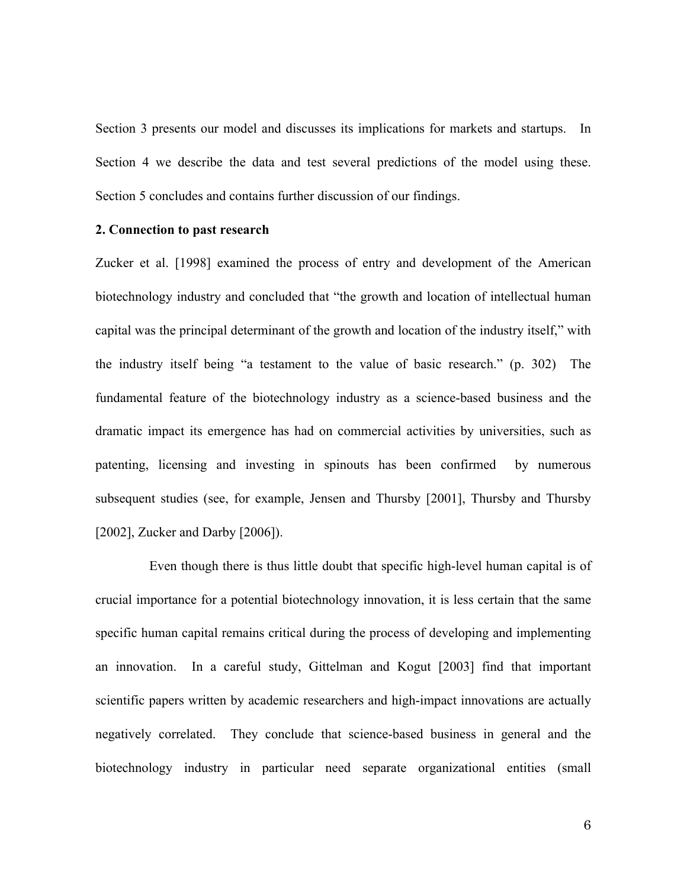Section 3 presents our model and discusses its implications for markets and startups. In Section 4 we describe the data and test several predictions of the model using these. Section 5 concludes and contains further discussion of our findings.

## 2. Connection to past research

Zucker et al. [1998] examined the process of entry and development of the American biotechnology industry and concluded that "the growth and location of intellectual human capital was the principal determinant of the growth and location of the industry itself," with the industry itself being "a testament to the value of basic research." (p. 302) The fundamental feature of the biotechnology industry as a science-based business and the dramatic impact its emergence has had on commercial activities by universities, such as patenting, licensing and investing in spinouts has been confirmed by numerous subsequent studies (see, for example, Jensen and Thursby [2001], Thursby and Thursby [2002], Zucker and Darby [2006]).

Even though there is thus little doubt that specific high-level human capital is of crucial importance for a potential biotechnology innovation, it is less certain that the same specific human capital remains critical during the process of developing and implementing an innovation. In a careful study, Gittelman and Kogut [2003] find that important scientific papers written by academic researchers and high-impact innovations are actually negatively correlated. They conclude that science-based business in general and the biotechnology industry in particular need separate organizational entities (small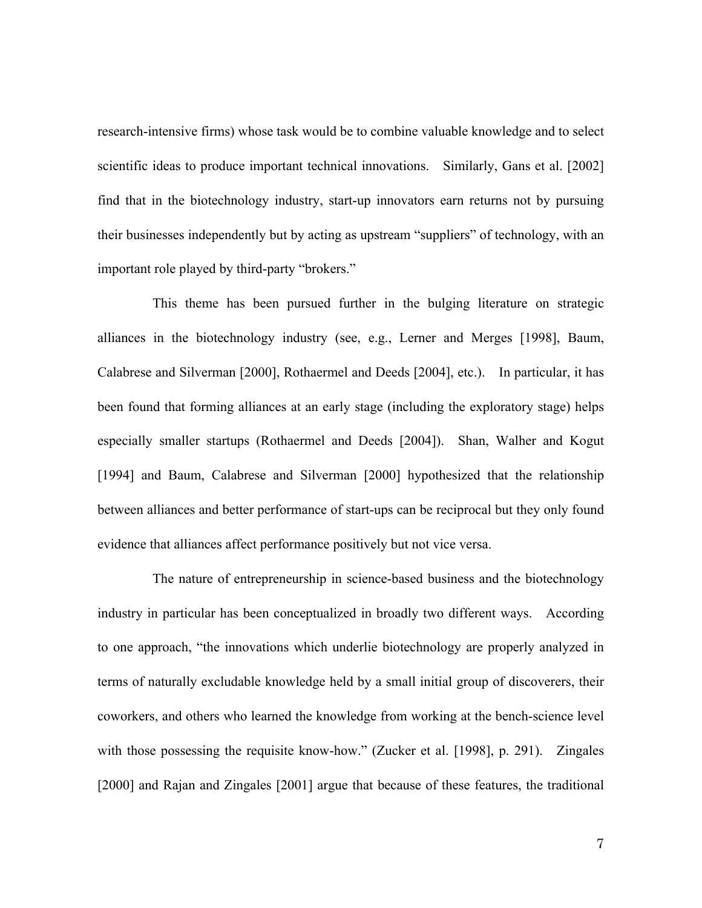research-intensive firms) whose task would be to combine valuable knowledge and to select scientific ideas to produce important technical innovations. Similarly, Gans et al. [2002] find that in the biotechnology industry, start-up innovators earn returns not by pursuing their businesses independently but by acting as upstream "suppliers" of technology, with an important role played by third-party "brokers."

This theme has been pursued further in the bulging literature on strategic alliances in the biotechnology industry (see, e.g., Lerner and Merges [1998], Baum, Calabrese and Silverman [2000], Rothaermel and Deeds [2004], etc.). In particular, it has been found that forming alliances at an early stage (including the exploratory stage) helps especially smaller startups (Rothaermel and Deeds [2004]). Shan, Walher and Kogut [1994] and Baum, Calabrese and Silverman [2000] hypothesized that the relationship between alliances and better performance of start-ups can be reciprocal but they only found evidence that alliances affect performance positively but not vice versa.

The nature of entrepreneurship in science-based business and the biotechnology industry in particular has been conceptualized in broadly two different ways. According to one approach, "the innovations which underlie biotechnology are properly analyzed in terms of naturally excludable knowledge held by a small initial group of discoverers, their coworkers, and others who learned the knowledge from working at the bench-science level with those possessing the requisite know-how." (Zucker et al. [1998], p. 291). Zingales [2000] and Rajan and Zingales [2001] argue that because of these features, the traditional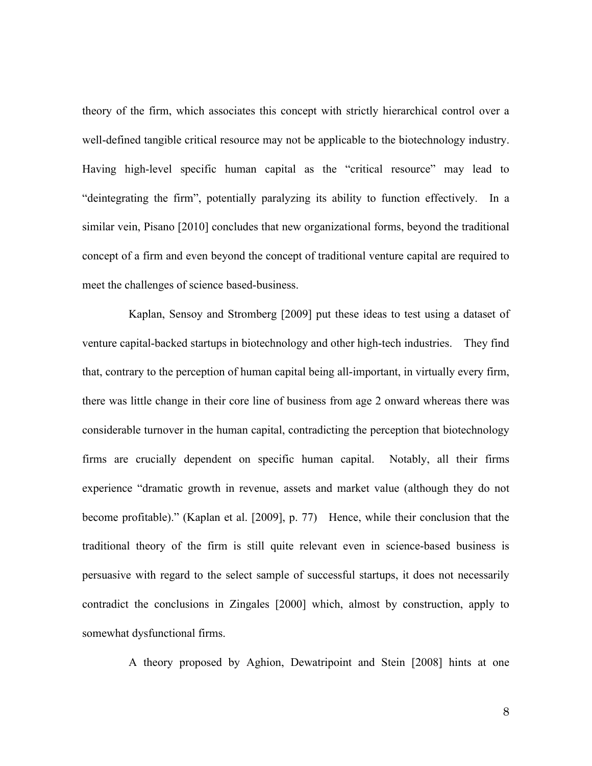theory of the firm, which associates this concept with strictly hierarchical control over a well-defined tangible critical resource may not be applicable to the biotechnology industry. Having high-level specific human capital as the "critical resource" may lead to "deintegrating the firm", potentially paralyzing its ability to function effectively. In a similar vein, Pisano [2010] concludes that new organizational forms, beyond the traditional concept of a firm and even beyond the concept of traditional venture capital are required to meet the challenges of science based-business.

Kaplan, Sensoy and Stromberg [2009] put these ideas to test using a dataset of venture capital-backed startups in biotechnology and other high-tech industries. They find that, contrary to the perception of human capital being all-important, in virtually every firm, there was little change in their core line of business from age 2 onward whereas there was considerable turnover in the human capital, contradicting the perception that biotechnology firms are crucially dependent on specific human capital. Notably, all their firms experience "dramatic growth in revenue, assets and market value (although they do not become profitable)." (Kaplan et al. [2009], p. 77) Hence, while their conclusion that the traditional theory of the firm is still quite relevant even in science-based business is persuasive with regard to the select sample of successful startups, it does not necessarily contradict the conclusions in Zingales [2000] which, almost by construction, apply to somewhat dysfunctional firms.

A theory proposed by Aghion, Dewatripoint and Stein [2008] hints at one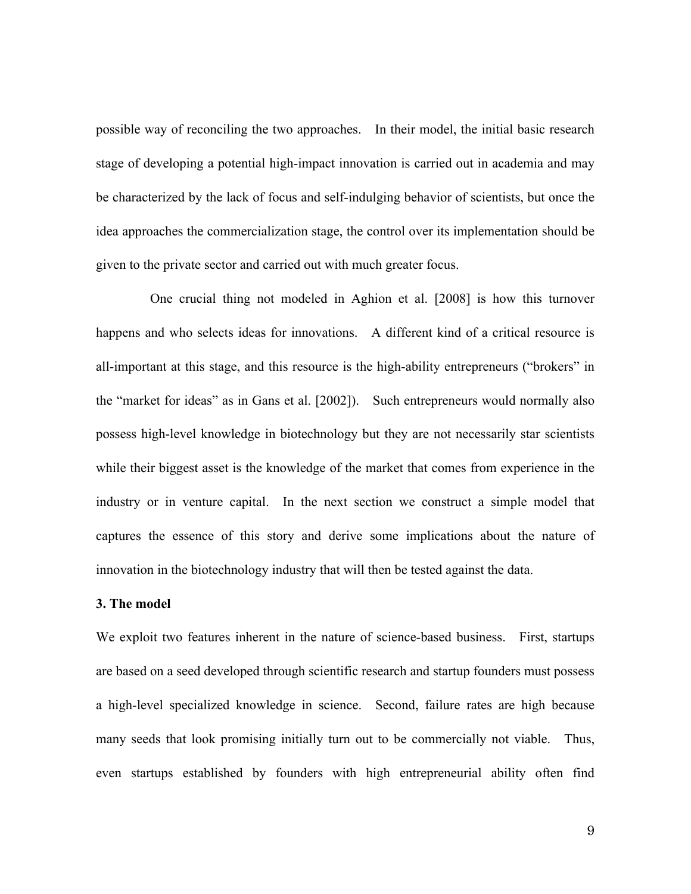possible way of reconciling the two approaches. In their model, the initial basic research stage of developing a potential high-impact innovation is carried out in academia and may be characterized by the lack of focus and self-indulging behavior of scientists, but once the idea approaches the commercialization stage, the control over its implementation should be given to the private sector and carried out with much greater focus.

One crucial thing not modeled in Aghion et al. [2008] is how this turnover happens and who selects ideas for innovations. A different kind of a critical resource is all-important at this stage, and this resource is the high-ability entrepreneurs ("brokers" in the "market for ideas" as in Gans et al. [2002]). Such entrepreneurs would normally also possess high-level knowledge in biotechnology but they are not necessarily star scientists while their biggest asset is the knowledge of the market that comes from experience in the industry or in venture capital. In the next section we construct a simple model that captures the essence of this story and derive some implications about the nature of innovation in the biotechnology industry that will then be tested against the data.

## 3. The model

We exploit two features inherent in the nature of science-based business. First, startups are based on a seed developed through scientific research and startup founders must possess a high-level specialized knowledge in science. Second, failure rates are high because many seeds that look promising initially turn out to be commercially not viable. Thus, even startups established by founders with high entrepreneurial ability often find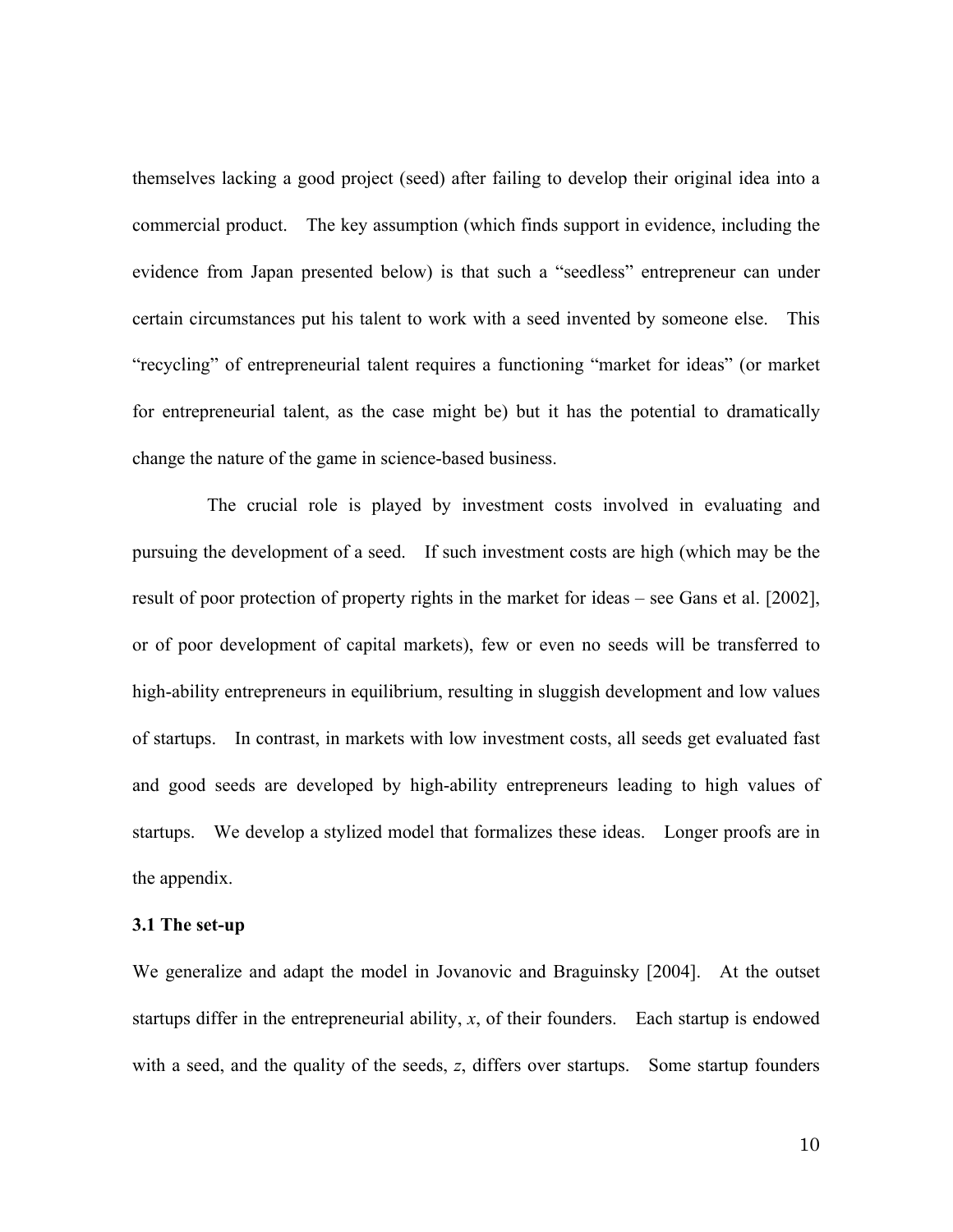themselves lacking a good project (seed) after failing to develop their original idea into a commercial product. The key assumption (which finds support in evidence, including the evidence from Japan presented below) is that such a "seedless" entrepreneur can under certain circumstances put his talent to work with a seed invented by someone else. This "recycling" of entrepreneurial talent requires a functioning "market for ideas" (or market for entrepreneurial talent, as the case might be) but it has the potential to dramatically change the nature of the game in science-based business.

The crucial role is played by investment costs involved in evaluating and pursuing the development of a seed. If such investment costs are high (which may be the result of poor protection of property rights in the market for ideas – see Gans et al. [2002], or of poor development of capital markets), few or even no seeds will be transferred to high-ability entrepreneurs in equilibrium, resulting in sluggish development and low values of startups. In contrast, in markets with low investment costs, all seeds get evaluated fast and good seeds are developed by high-ability entrepreneurs leading to high values of startups. We develop a stylized model that formalizes these ideas. Longer proofs are in the appendix.

### 3.1 The set-up

We generalize and adapt the model in Jovanovic and Braguinsky [2004]. At the outset startups differ in the entrepreneurial ability, $x$, of their founders. Each startup is endowed with a seed, and the quality of the seeds, $z$, differs over startups. Some startup founders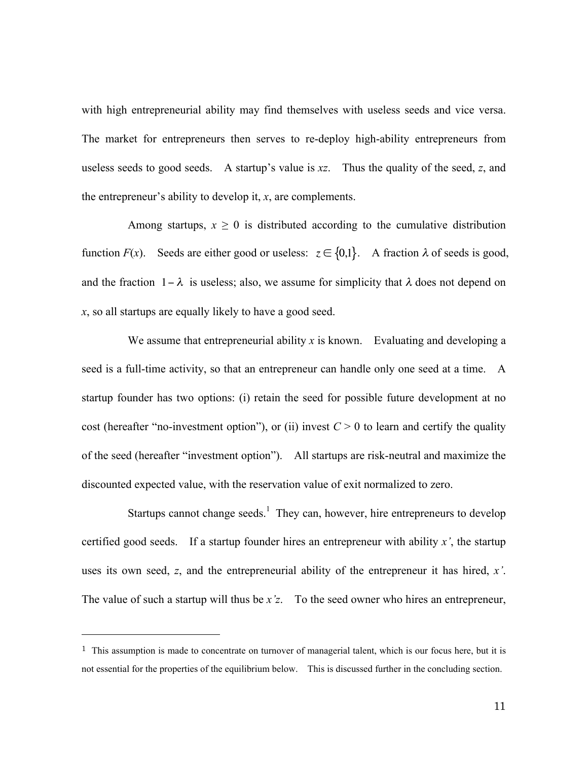with high entrepreneurial ability may find themselves with useless seeds and vice versa. The market for entrepreneurs then serves to re-deploy high-ability entrepreneurs from useless seeds to good seeds. A startup's value is $xz$. Thus the quality of the seed, $z$, and the entrepreneur's ability to develop it, $x$, are complements.

Among startups, $x \geq 0$ is distributed according to the cumulative distribution function $F(x)$. Seeds are either good or useless: $z \in \{0,1\}$. A fraction $\lambda$ of seeds is good, and the fraction $1-\lambda$ is useless; also, we assume for simplicity that $\lambda$ does not depend on $x$, so all startups are equally likely to have a good seed.

We assume that entrepreneurial ability $x$ is known. Evaluating and developing a seed is a full-time activity, so that an entrepreneur can handle only one seed at a time. A startup founder has two options: (i) retain the seed for possible future development at no cost (hereafter "no-investment option"), or (ii) invest $C > 0$ to learn and certify the quality of the seed (hereafter "investment option"). All startups are risk-neutral and maximize the discounted expected value, with the reservation value of exit normalized to zero.

Startups cannot change seeds.[1] They can, however, hire entrepreneurs to develop certified good seeds. If a startup founder hires an entrepreneur with ability $x'$, the startup uses its own seed, $z$, and the entrepreneurial ability of the entrepreneur it has hired, $x'$. The value of such a startup will thus be $x'z$. To the seed owner who hires an entrepreneur,

[1] This assumption is made to concentrate on turnover of managerial talent, which is our focus here, but it is not essential for the properties of the equilibrium below. This is discussed further in the concluding section.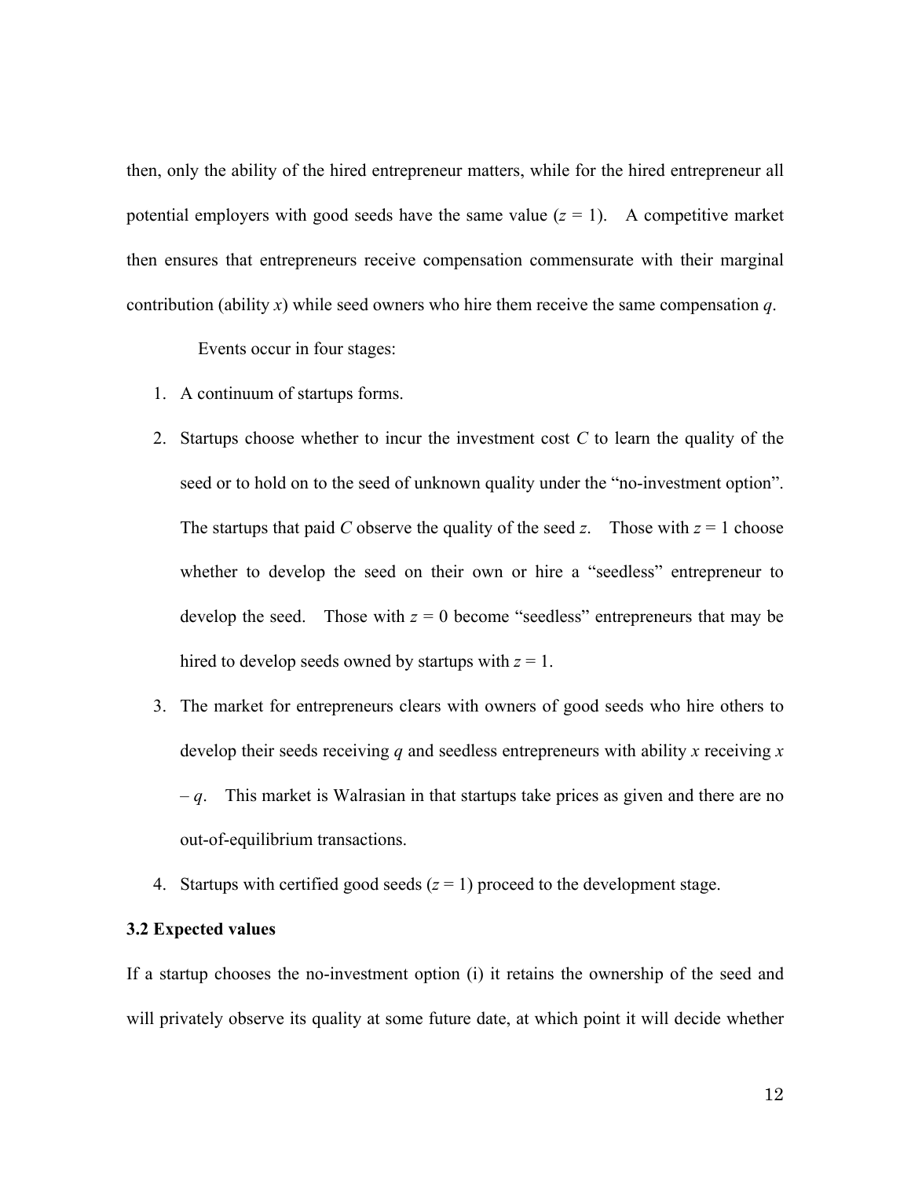then, only the ability of the hired entrepreneur matters, while for the hired entrepreneur all potential employers with good seeds have the same value ($z = 1$). A competitive market then ensures that entrepreneurs receive compensation commensurate with their marginal contribution (ability $x$) while seed owners who hire them receive the same compensation $q$.

Events occur in four stages:

1. A continuum of startups forms.
2. Startups choose whether to incur the investment cost $C$ to learn the quality of the seed or to hold on to the seed of unknown quality under the "no-investment option". The startups that paid $C$ observe the quality of the seed $z$. Those with $z = 1$ choose whether to develop the seed on their own or hire a "seedless" entrepreneur to develop the seed. Those with $z = 0$ become "seedless" entrepreneurs that may be hired to develop seeds owned by startups with $z = 1$.
3. The market for entrepreneurs clears with owners of good seeds who hire others to develop their seeds receiving $q$ and seedless entrepreneurs with ability $x$ receiving $x - q$. This market is Walrasian in that startups take prices as given and there are no out-of-equilibrium transactions.
4. Startups with certified good seeds ($z = 1$) proceed to the development stage.

### 3.2 Expected values

If a startup chooses the no-investment option (i) it retains the ownership of the seed and will privately observe its quality at some future date, at which point it will decide whether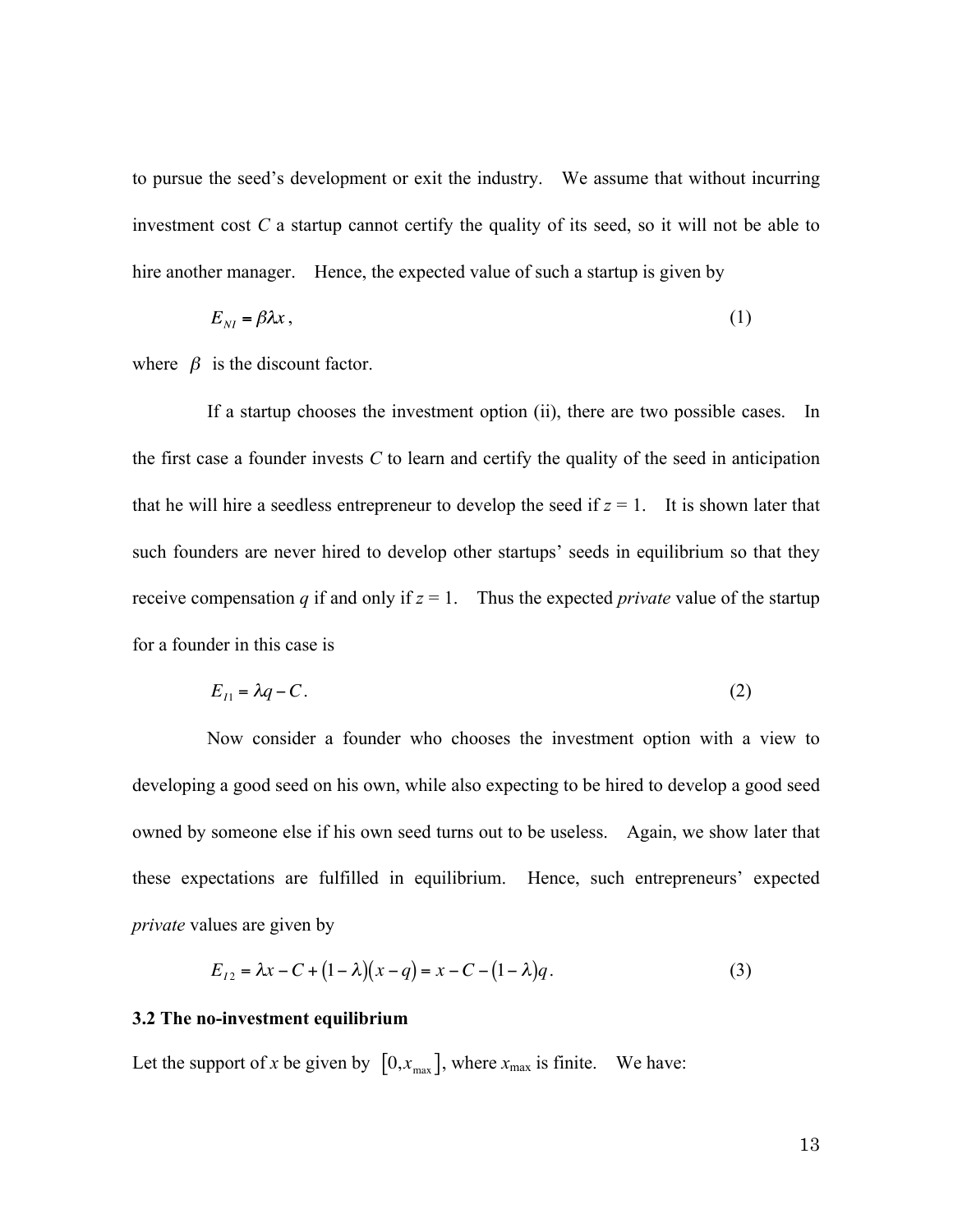to pursue the seed's development or exit the industry. We assume that without incurring investment cost $C$ a startup cannot certify the quality of its seed, so it will not be able to hire another manager. Hence, the expected value of such a startup is given by

$$E_{NI} = \beta \lambda x, \tag{1}$$

where $\beta$ is the discount factor.

If a startup chooses the investment option (ii), there are two possible cases. In the first case a founder invests $C$ to learn and certify the quality of the seed in anticipation that he will hire a seedless entrepreneur to develop the seed if $z = 1$. It is shown later that such founders are never hired to develop other startups' seeds in equilibrium so that they receive compensation $q$ if and only if $z = 1$. Thus the expected *private* value of the startup for a founder in this case is

$$E_{I1} = \lambda q - C. \tag{2}$$

Now consider a founder who chooses the investment option with a view to developing a good seed on his own, while also expecting to be hired to develop a good seed owned by someone else if his own seed turns out to be useless. Again, we show later that these expectations are fulfilled in equilibrium. Hence, such entrepreneurs' expected *private* values are given by

$$E_{I2} = \lambda x - C + (1-\lambda)(x-q) = x - C - (1-\lambda)q. \tag{3}$$

### 3.2 The no-investment equilibrium

Let the support of $x$ be given by $[0, x_{\max}]$, where $x_{\max}$ is finite. We have: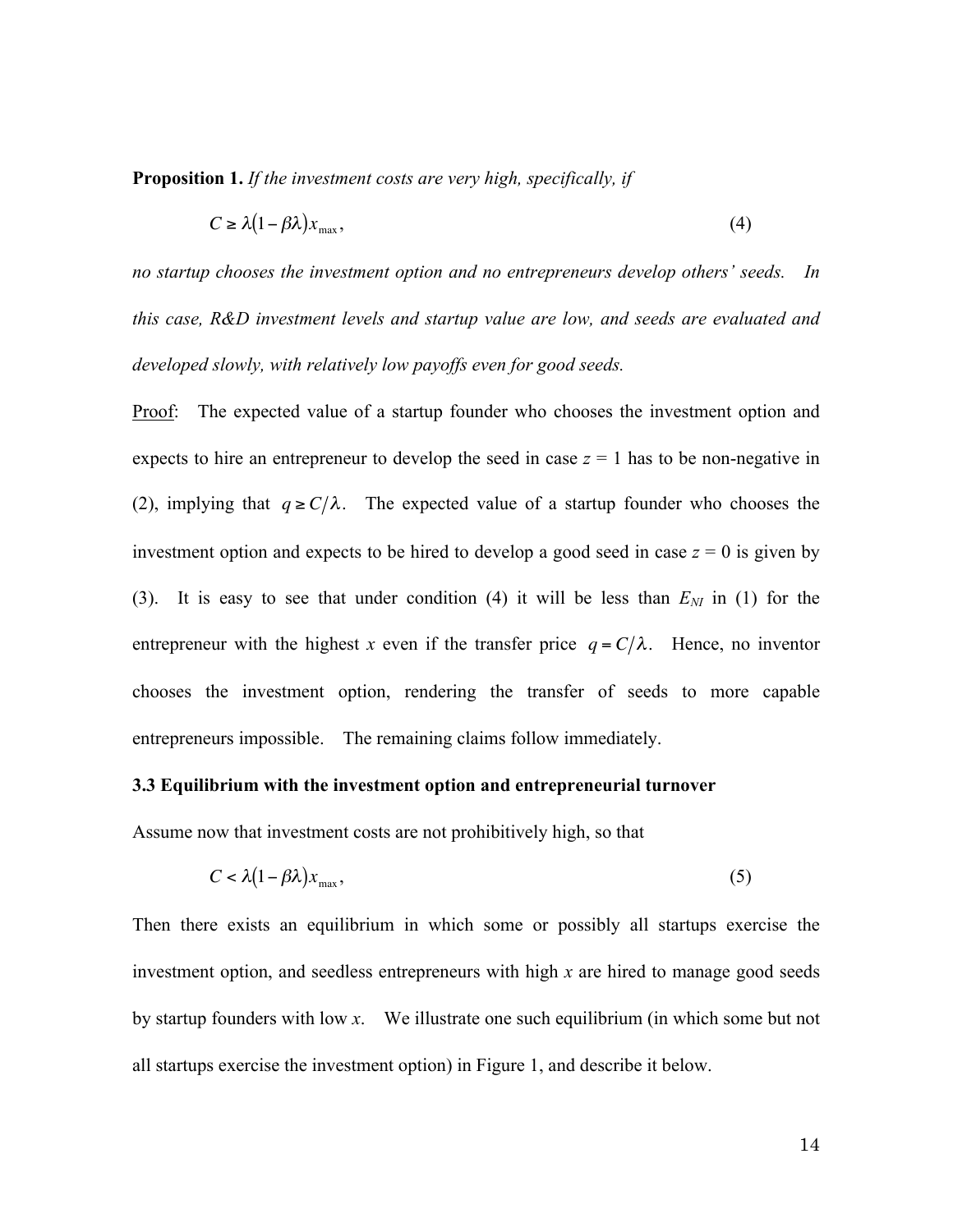**Proposition 1.** *If the investment costs are very high, specifically, if*

$$C \geq \lambda(1-\beta\lambda)x_{\max}, \tag{4}$$

*no startup chooses the investment option and no entrepreneurs develop others' seeds. In this case, R&D investment levels and startup value are low, and seeds are evaluated and developed slowly, with relatively low payoffs even for good seeds.*

Proof: The expected value of a startup founder who chooses the investment option and expects to hire an entrepreneur to develop the seed in case $z = 1$ has to be non-negative in (2), implying that $q \geq C/\lambda$. The expected value of a startup founder who chooses the investment option and expects to be hired to develop a good seed in case $z = 0$ is given by (3). It is easy to see that under condition (4) it will be less than $E_{NI}$ in (1) for the entrepreneur with the highest $x$ even if the transfer price $q = C/\lambda$. Hence, no inventor chooses the investment option, rendering the transfer of seeds to more capable entrepreneurs impossible. The remaining claims follow immediately.

### 3.3 Equilibrium with the investment option and entrepreneurial turnover

Assume now that investment costs are not prohibitively high, so that

$$C < \lambda(1-\beta\lambda)x_{\max}, \tag{5}$$

Then there exists an equilibrium in which some or possibly all startups exercise the investment option, and seedless entrepreneurs with high $x$ are hired to manage good seeds by startup founders with low $x$. We illustrate one such equilibrium (in which some but not all startups exercise the investment option) in Figure 1, and describe it below.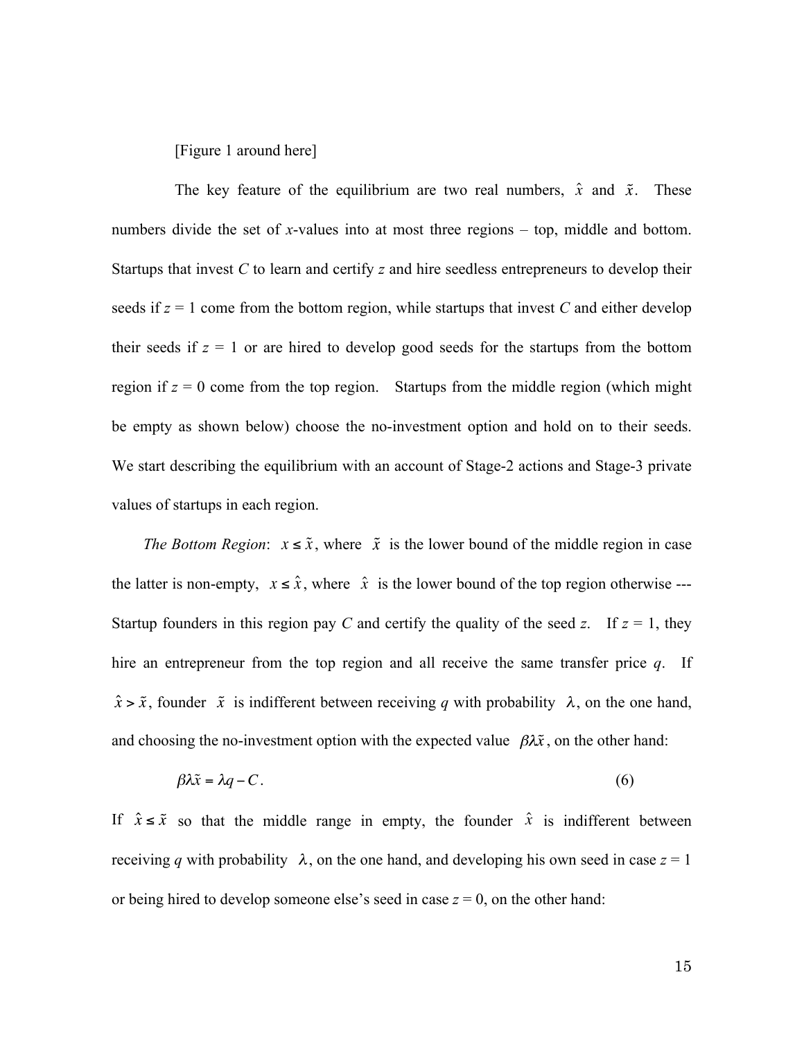[Figure 1 around here]

The key feature of the equilibrium are two real numbers, $\hat{x}$ and $\tilde{x}$. These numbers divide the set of *x*-values into at most three regions – top, middle and bottom. Startups that invest *C* to learn and certify *z* and hire seedless entrepreneurs to develop their seeds if $z = 1$ come from the bottom region, while startups that invest *C* and either develop their seeds if $z = 1$ or are hired to develop good seeds for the startups from the bottom region if $z = 0$ come from the top region. Startups from the middle region (which might be empty as shown below) choose the no-investment option and hold on to their seeds. We start describing the equilibrium with an account of Stage-2 actions and Stage-3 private values of startups in each region.

*The Bottom Region*: $x \leq \tilde{x}$, where $\tilde{x}$ is the lower bound of the middle region in case the latter is non-empty, $x \leq \hat{x}$, where $\hat{x}$ is the lower bound of the top region otherwise --- Startup founders in this region pay *C* and certify the quality of the seed *z*. If $z = 1$, they hire an entrepreneur from the top region and all receive the same transfer price *q*. If $\hat{x} > \tilde{x}$, founder $\tilde{x}$ is indifferent between receiving *q* with probability $\lambda$, on the one hand, and choosing the no-investment option with the expected value $\beta\lambda\tilde{x}$, on the other hand:

$$\beta\lambda\tilde{x} = \lambda q - C. \tag{6}$$

If $\hat{x} \leq \tilde{x}$ so that the middle range in empty, the founder $\hat{x}$ is indifferent between receiving *q* with probability $\lambda$, on the one hand, and developing his own seed in case $z = 1$ or being hired to develop someone else's seed in case $z = 0$, on the other hand: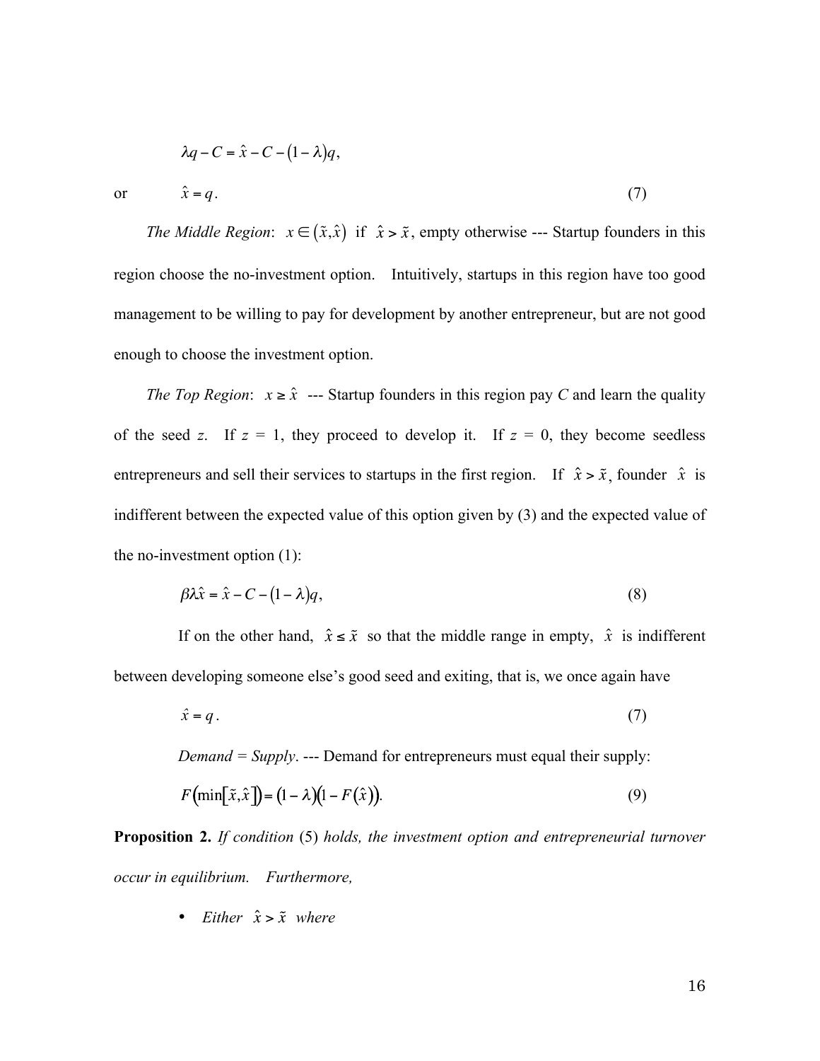$$\lambda q - C = \hat{x} - C - (1-\lambda)q,$$

or $$\hat{x} = q. \tag{7}$$

*The Middle Region*: $x \in (\tilde{x}, \hat{x})$ if $\hat{x} > \tilde{x}$, empty otherwise --- Startup founders in this region choose the no-investment option. Intuitively, startups in this region have too good management to be willing to pay for development by another entrepreneur, but are not good enough to choose the investment option.

*The Top Region*: $x \geq \hat{x}$ --- Startup founders in this region pay *C* and learn the quality of the seed *z*. If *z* = 1, they proceed to develop it. If *z* = 0, they become seedless entrepreneurs and sell their services to startups in the first region. If $\hat{x} > \tilde{x}$, founder $\hat{x}$ is indifferent between the expected value of this option given by (3) and the expected value of the no-investment option (1):

$$\beta\lambda\hat{x} = \hat{x} - C - (1-\lambda)q, \tag{8}$$

If on the other hand, $\hat{x} \leq \tilde{x}$ so that the middle range in empty, $\hat{x}$ is indifferent between developing someone else's good seed and exiting, that is, we once again have

$$\hat{x} = q. \tag{7}$$

*Demand = Supply*. --- Demand for entrepreneurs must equal their supply:

$$F(\min[\tilde{x}, \hat{x}]) = (1-\lambda)(1-F(\hat{x})). \tag{9}$$

**Proposition 2.** *If condition* (5) *holds, the investment option and entrepreneurial turnover occur in equilibrium. Furthermore,*

- *Either* $\hat{x} > \tilde{x}$ *where*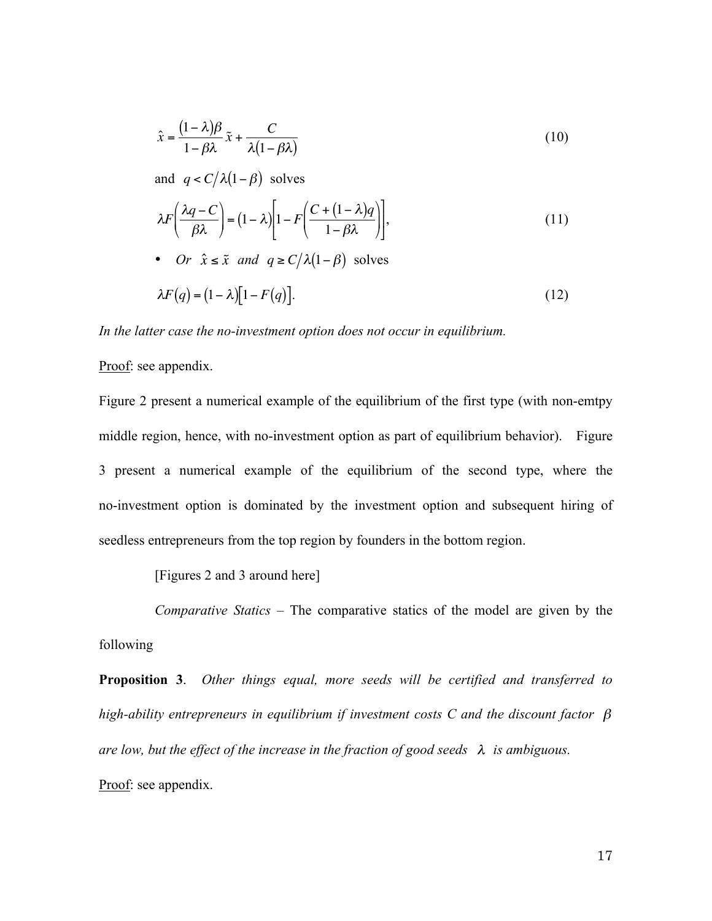$$\hat{x} = \frac{(1-\lambda)\beta}{1-\beta\lambda}\tilde{x} + \frac{C}{\lambda(1-\beta\lambda)} \tag{10}$$

and $q < C/\lambda(1-\beta)$ solves

$$\lambda F\left(\frac{\lambda q - C}{\beta\lambda}\right) = (1-\lambda)\left[1 - F\left(\frac{C + (1-\lambda)q}{1-\beta\lambda}\right)\right], \tag{11}$$

- *Or* $\hat{x} \leq \tilde{x}$ *and* $q \geq C/\lambda(1-\beta)$ solves

$$\lambda F(q) = (1-\lambda)\left[1 - F(q)\right]. \tag{12}$$

*In the latter case the no-investment option does not occur in equilibrium.*

Proof: see appendix.

Figure 2 present a numerical example of the equilibrium of the first type (with non-emtpy middle region, hence, with no-investment option as part of equilibrium behavior). Figure 3 present a numerical example of the equilibrium of the second type, where the no-investment option is dominated by the investment option and subsequent hiring of seedless entrepreneurs from the top region by founders in the bottom region.

[Figures 2 and 3 around here]

*Comparative Statics* – The comparative statics of the model are given by the following

**Proposition 3**. *Other things equal, more seeds will be certified and transferred to high-ability entrepreneurs in equilibrium if investment costs C and the discount factor* $\beta$ *are low, but the effect of the increase in the fraction of good seeds* $\lambda$ *is ambiguous.*

Proof: see appendix.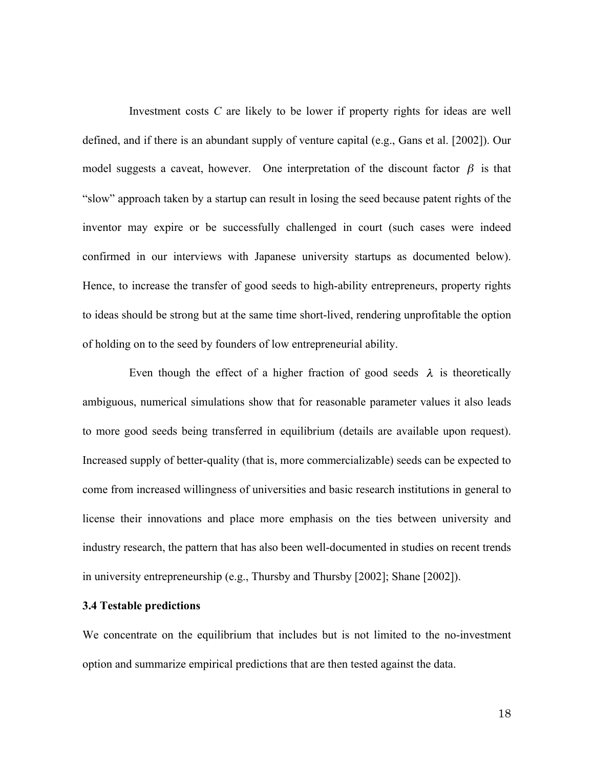Investment costs $C$ are likely to be lower if property rights for ideas are well defined, and if there is an abundant supply of venture capital (e.g., Gans et al. [2002]). Our model suggests a caveat, however. One interpretation of the discount factor $\beta$ is that "slow" approach taken by a startup can result in losing the seed because patent rights of the inventor may expire or be successfully challenged in court (such cases were indeed confirmed in our interviews with Japanese university startups as documented below). Hence, to increase the transfer of good seeds to high-ability entrepreneurs, property rights to ideas should be strong but at the same time short-lived, rendering unprofitable the option of holding on to the seed by founders of low entrepreneurial ability.

Even though the effect of a higher fraction of good seeds $\lambda$ is theoretically ambiguous, numerical simulations show that for reasonable parameter values it also leads to more good seeds being transferred in equilibrium (details are available upon request). Increased supply of better-quality (that is, more commercializable) seeds can be expected to come from increased willingness of universities and basic research institutions in general to license their innovations and place more emphasis on the ties between university and industry research, the pattern that has also been well-documented in studies on recent trends in university entrepreneurship (e.g., Thursby and Thursby [2002]; Shane [2002]).

### 3.4 Testable predictions

We concentrate on the equilibrium that includes but is not limited to the no-investment option and summarize empirical predictions that are then tested against the data.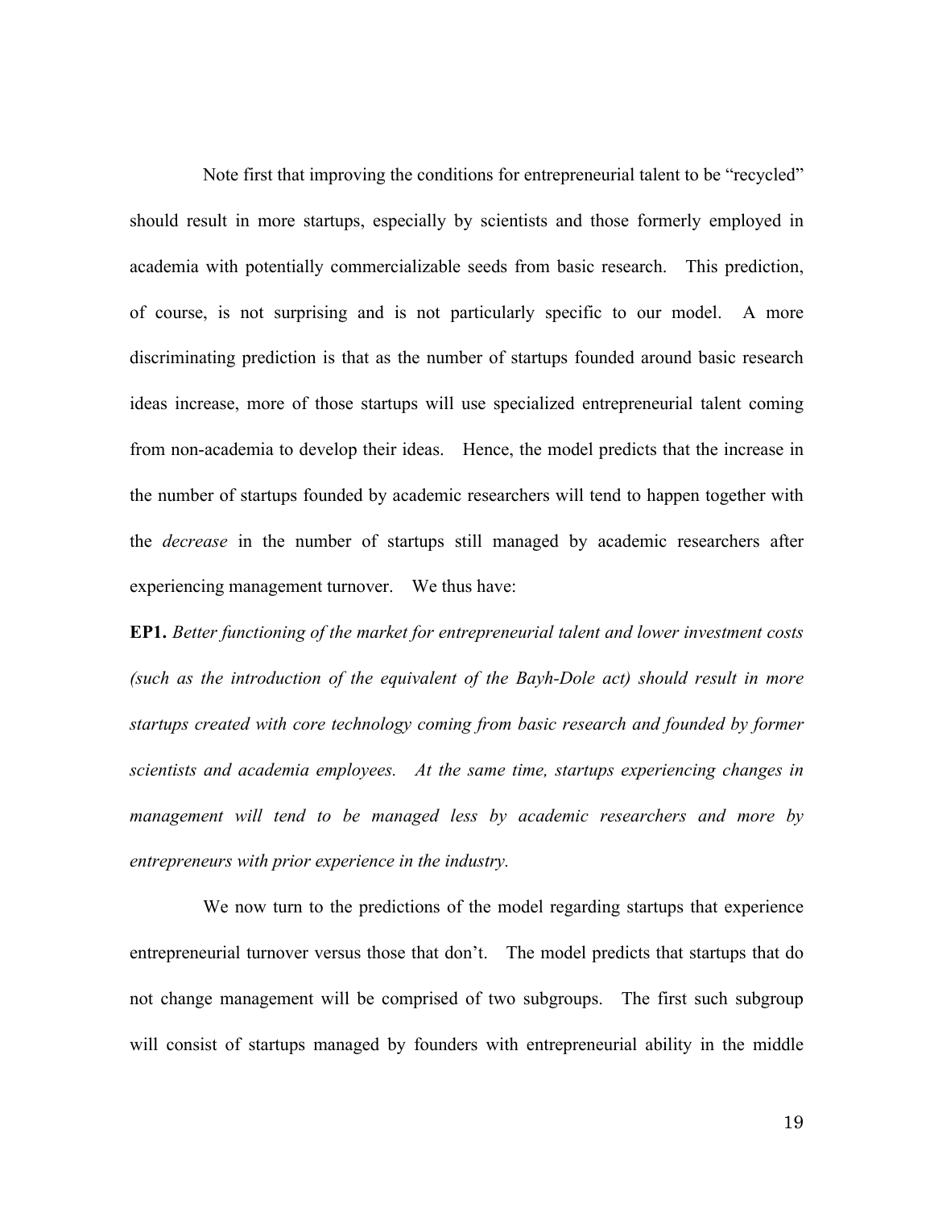Note first that improving the conditions for entrepreneurial talent to be "recycled" should result in more startups, especially by scientists and those formerly employed in academia with potentially commercializable seeds from basic research. This prediction, of course, is not surprising and is not particularly specific to our model. A more discriminating prediction is that as the number of startups founded around basic research ideas increase, more of those startups will use specialized entrepreneurial talent coming from non-academia to develop their ideas. Hence, the model predicts that the increase in the number of startups founded by academic researchers will tend to happen together with the *decrease* in the number of startups still managed by academic researchers after experiencing management turnover. We thus have:

**EP1.** *Better functioning of the market for entrepreneurial talent and lower investment costs (such as the introduction of the equivalent of the Bayh-Dole act) should result in more startups created with core technology coming from basic research and founded by former scientists and academia employees. At the same time, startups experiencing changes in management will tend to be managed less by academic researchers and more by entrepreneurs with prior experience in the industry.*

We now turn to the predictions of the model regarding startups that experience entrepreneurial turnover versus those that don't. The model predicts that startups that do not change management will be comprised of two subgroups. The first such subgroup will consist of startups managed by founders with entrepreneurial ability in the middle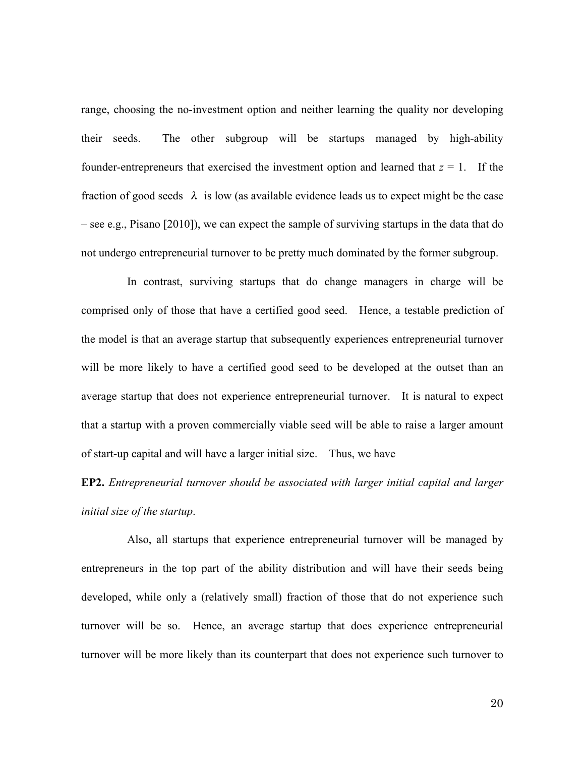range, choosing the no-investment option and neither learning the quality nor developing their seeds. The other subgroup will be startups managed by high-ability founder-entrepreneurs that exercised the investment option and learned that $z = 1$. If the fraction of good seeds $\lambda$ is low (as available evidence leads us to expect might be the case – see e.g., Pisano [2010]), we can expect the sample of surviving startups in the data that do not undergo entrepreneurial turnover to be pretty much dominated by the former subgroup.

In contrast, surviving startups that do change managers in charge will be comprised only of those that have a certified good seed. Hence, a testable prediction of the model is that an average startup that subsequently experiences entrepreneurial turnover will be more likely to have a certified good seed to be developed at the outset than an average startup that does not experience entrepreneurial turnover. It is natural to expect that a startup with a proven commercially viable seed will be able to raise a larger amount of start-up capital and will have a larger initial size. Thus, we have

**EP2.** *Entrepreneurial turnover should be associated with larger initial capital and larger initial size of the startup*.

Also, all startups that experience entrepreneurial turnover will be managed by entrepreneurs in the top part of the ability distribution and will have their seeds being developed, while only a (relatively small) fraction of those that do not experience such turnover will be so. Hence, an average startup that does experience entrepreneurial turnover will be more likely than its counterpart that does not experience such turnover to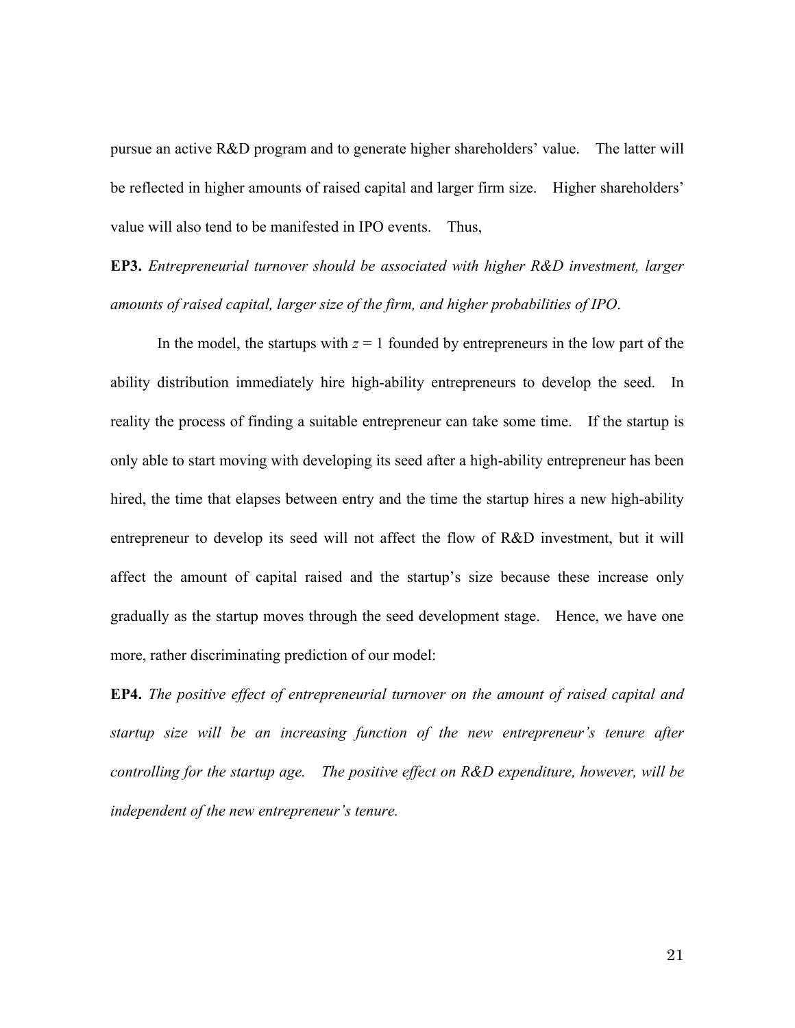pursue an active R&D program and to generate higher shareholders' value. The latter will be reflected in higher amounts of raised capital and larger firm size. Higher shareholders' value will also tend to be manifested in IPO events. Thus,

**EP3.** *Entrepreneurial turnover should be associated with higher R&D investment, larger amounts of raised capital, larger size of the firm, and higher probabilities of IPO*.

In the model, the startups with $z = 1$ founded by entrepreneurs in the low part of the ability distribution immediately hire high-ability entrepreneurs to develop the seed. In reality the process of finding a suitable entrepreneur can take some time. If the startup is only able to start moving with developing its seed after a high-ability entrepreneur has been hired, the time that elapses between entry and the time the startup hires a new high-ability entrepreneur to develop its seed will not affect the flow of R&D investment, but it will affect the amount of capital raised and the startup's size because these increase only gradually as the startup moves through the seed development stage. Hence, we have one more, rather discriminating prediction of our model:

**EP4.** *The positive effect of entrepreneurial turnover on the amount of raised capital and startup size will be an increasing function of the new entrepreneur's tenure after controlling for the startup age. The positive effect on R&D expenditure, however, will be independent of the new entrepreneur's tenure.*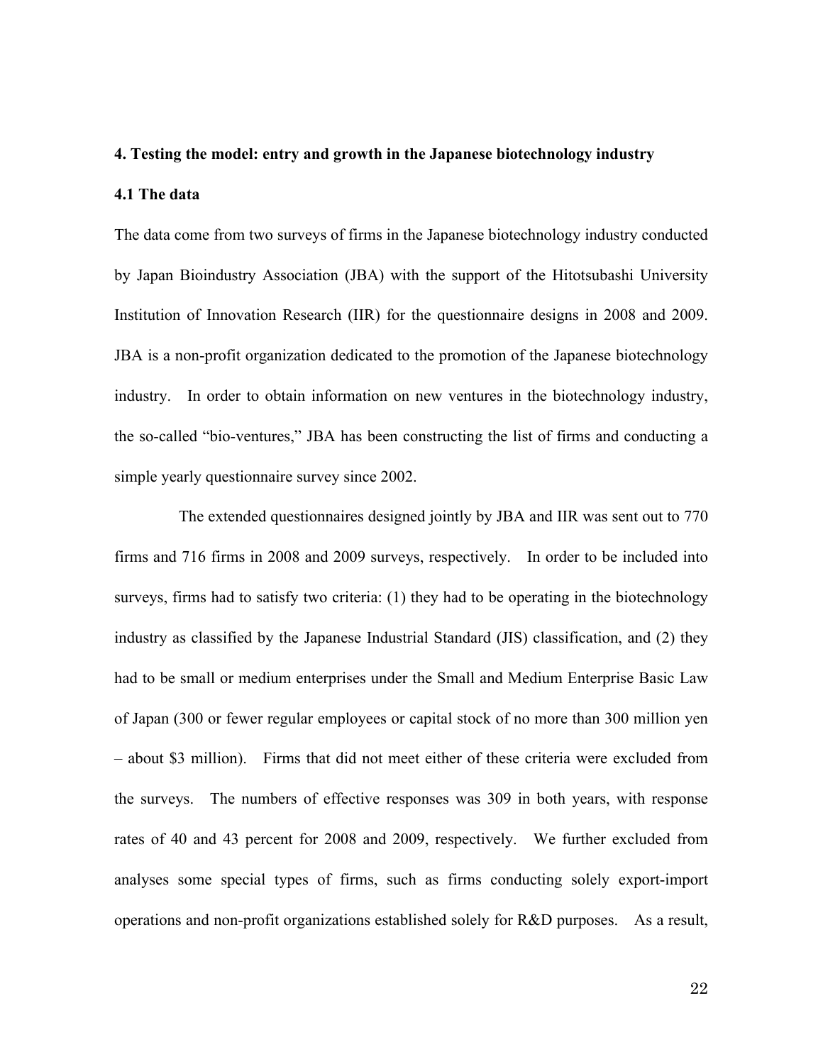## 4. Testing the model: entry and growth in the Japanese biotechnology industry

### 4.1 The data

The data come from two surveys of firms in the Japanese biotechnology industry conducted by Japan Bioindustry Association (JBA) with the support of the Hitotsubashi University Institution of Innovation Research (IIR) for the questionnaire designs in 2008 and 2009. JBA is a non-profit organization dedicated to the promotion of the Japanese biotechnology industry. In order to obtain information on new ventures in the biotechnology industry, the so-called "bio-ventures," JBA has been constructing the list of firms and conducting a simple yearly questionnaire survey since 2002.

The extended questionnaires designed jointly by JBA and IIR was sent out to 770 firms and 716 firms in 2008 and 2009 surveys, respectively. In order to be included into surveys, firms had to satisfy two criteria: (1) they had to be operating in the biotechnology industry as classified by the Japanese Industrial Standard (JIS) classification, and (2) they had to be small or medium enterprises under the Small and Medium Enterprise Basic Law of Japan (300 or fewer regular employees or capital stock of no more than 300 million yen – about $3 million). Firms that did not meet either of these criteria were excluded from the surveys. The numbers of effective responses was 309 in both years, with response rates of 40 and 43 percent for 2008 and 2009, respectively. We further excluded from analyses some special types of firms, such as firms conducting solely export-import operations and non-profit organizations established solely for R&D purposes. As a result,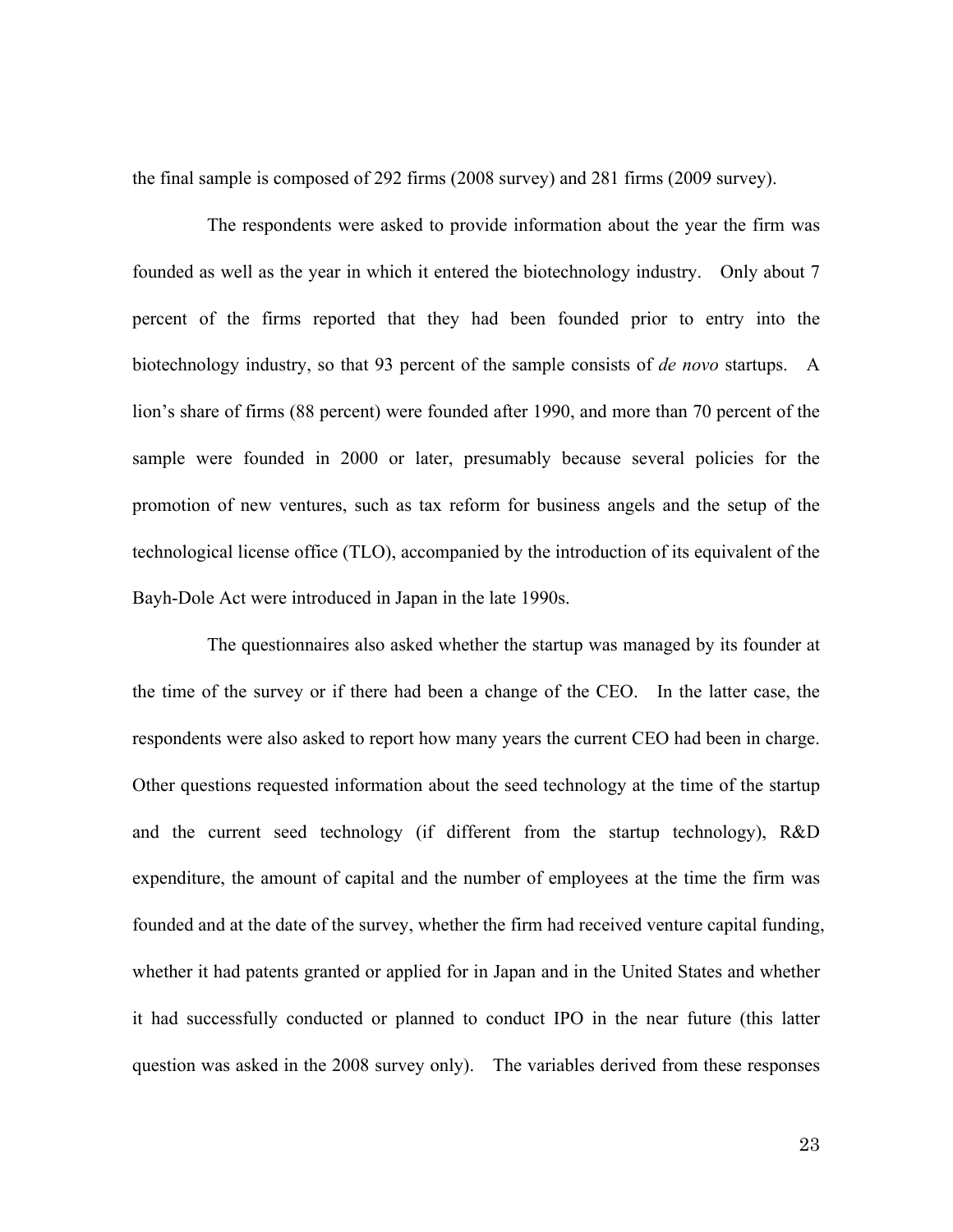the final sample is composed of 292 firms (2008 survey) and 281 firms (2009 survey).

The respondents were asked to provide information about the year the firm was founded as well as the year in which it entered the biotechnology industry. Only about 7 percent of the firms reported that they had been founded prior to entry into the biotechnology industry, so that 93 percent of the sample consists of *de novo* startups. A lion's share of firms (88 percent) were founded after 1990, and more than 70 percent of the sample were founded in 2000 or later, presumably because several policies for the promotion of new ventures, such as tax reform for business angels and the setup of the technological license office (TLO), accompanied by the introduction of its equivalent of the Bayh-Dole Act were introduced in Japan in the late 1990s.

The questionnaires also asked whether the startup was managed by its founder at the time of the survey or if there had been a change of the CEO. In the latter case, the respondents were also asked to report how many years the current CEO had been in charge. Other questions requested information about the seed technology at the time of the startup and the current seed technology (if different from the startup technology), R&D expenditure, the amount of capital and the number of employees at the time the firm was founded and at the date of the survey, whether the firm had received venture capital funding, whether it had patents granted or applied for in Japan and in the United States and whether it had successfully conducted or planned to conduct IPO in the near future (this latter question was asked in the 2008 survey only). The variables derived from these responses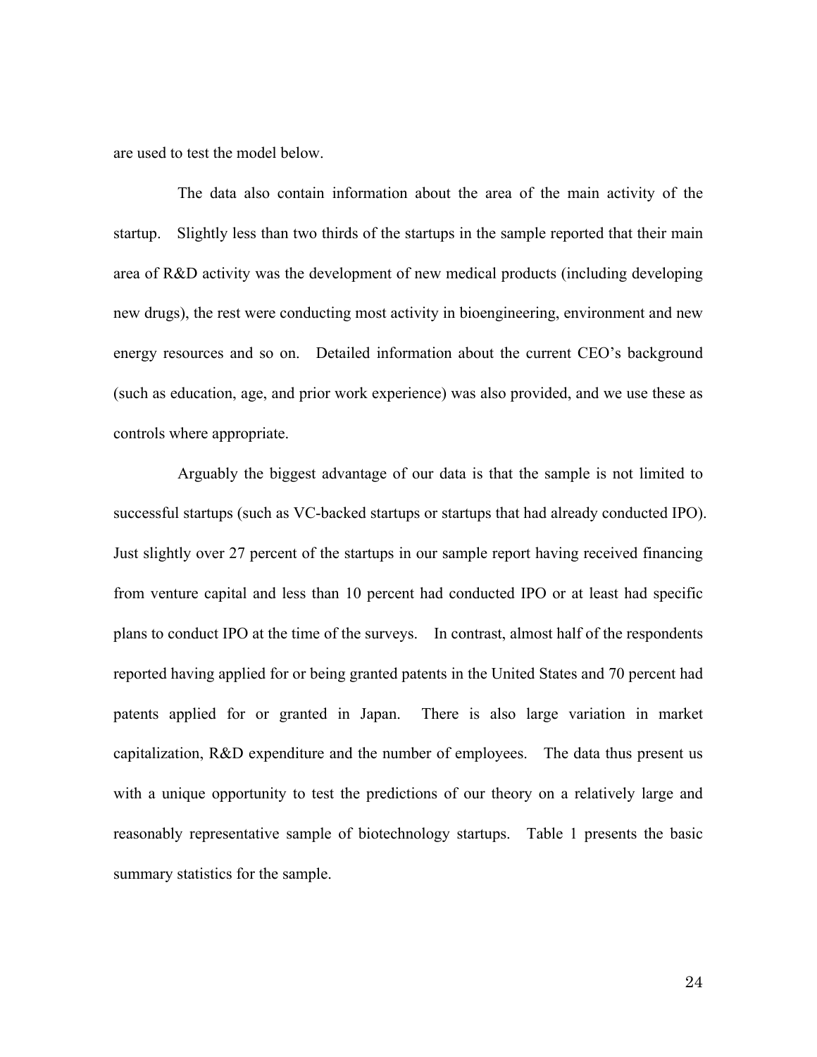are used to test the model below.

The data also contain information about the area of the main activity of the startup. Slightly less than two thirds of the startups in the sample reported that their main area of R&D activity was the development of new medical products (including developing new drugs), the rest were conducting most activity in bioengineering, environment and new energy resources and so on. Detailed information about the current CEO's background (such as education, age, and prior work experience) was also provided, and we use these as controls where appropriate.

Arguably the biggest advantage of our data is that the sample is not limited to successful startups (such as VC-backed startups or startups that had already conducted IPO). Just slightly over 27 percent of the startups in our sample report having received financing from venture capital and less than 10 percent had conducted IPO or at least had specific plans to conduct IPO at the time of the surveys. In contrast, almost half of the respondents reported having applied for or being granted patents in the United States and 70 percent had patents applied for or granted in Japan. There is also large variation in market capitalization, R&D expenditure and the number of employees. The data thus present us with a unique opportunity to test the predictions of our theory on a relatively large and reasonably representative sample of biotechnology startups. Table 1 presents the basic summary statistics for the sample.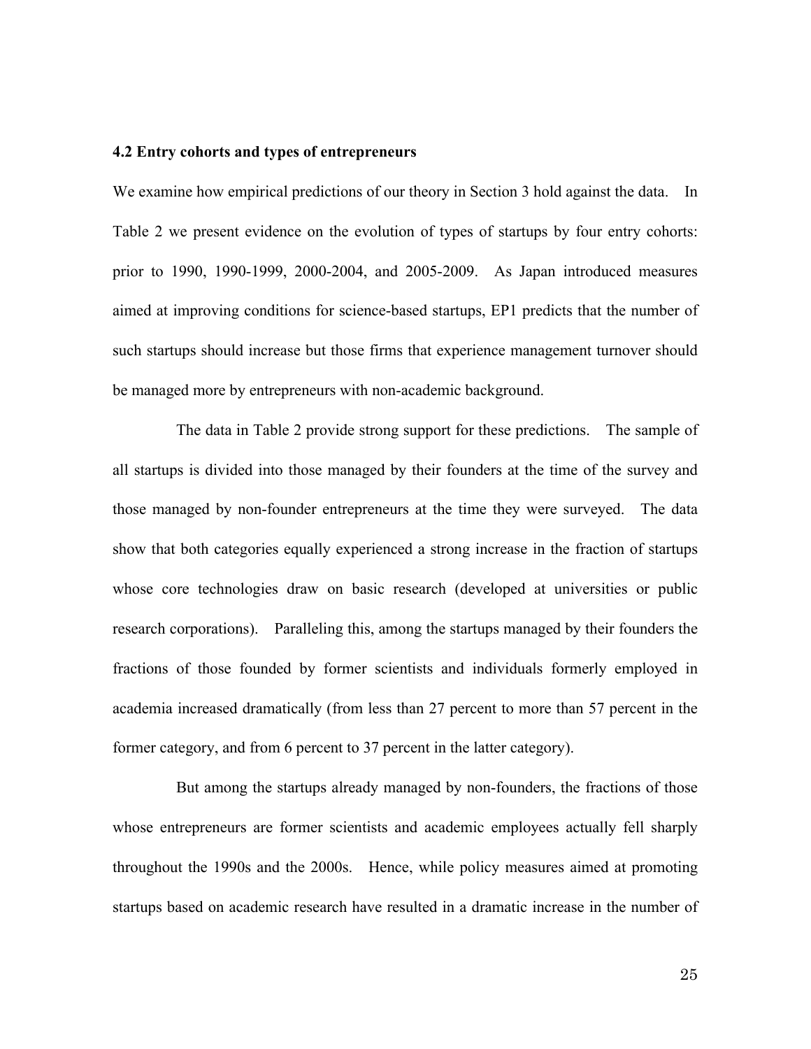### 4.2 Entry cohorts and types of entrepreneurs

We examine how empirical predictions of our theory in Section 3 hold against the data. In Table 2 we present evidence on the evolution of types of startups by four entry cohorts: prior to 1990, 1990-1999, 2000-2004, and 2005-2009. As Japan introduced measures aimed at improving conditions for science-based startups, EP1 predicts that the number of such startups should increase but those firms that experience management turnover should be managed more by entrepreneurs with non-academic background.

The data in Table 2 provide strong support for these predictions. The sample of all startups is divided into those managed by their founders at the time of the survey and those managed by non-founder entrepreneurs at the time they were surveyed. The data show that both categories equally experienced a strong increase in the fraction of startups whose core technologies draw on basic research (developed at universities or public research corporations). Paralleling this, among the startups managed by their founders the fractions of those founded by former scientists and individuals formerly employed in academia increased dramatically (from less than 27 percent to more than 57 percent in the former category, and from 6 percent to 37 percent in the latter category).

But among the startups already managed by non-founders, the fractions of those whose entrepreneurs are former scientists and academic employees actually fell sharply throughout the 1990s and the 2000s. Hence, while policy measures aimed at promoting startups based on academic research have resulted in a dramatic increase in the number of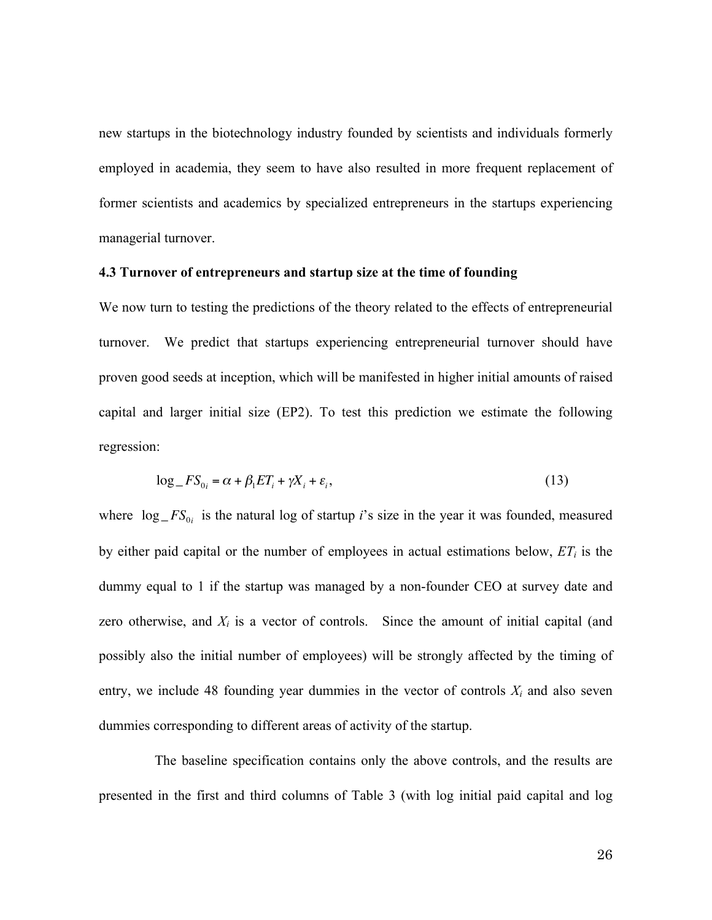new startups in the biotechnology industry founded by scientists and individuals formerly employed in academia, they seem to have also resulted in more frequent replacement of former scientists and academics by specialized entrepreneurs in the startups experiencing managerial turnover.

### 4.3 Turnover of entrepreneurs and startup size at the time of founding

We now turn to testing the predictions of the theory related to the effects of entrepreneurial turnover. We predict that startups experiencing entrepreneurial turnover should have proven good seeds at inception, which will be manifested in higher initial amounts of raised capital and larger initial size (EP2). To test this prediction we estimate the following regression:

$$\log\_FS_{0i} = \alpha + \beta_1 ET_i + \gamma X_i + \varepsilon_i, \tag{13}$$

where $\log\_FS_{0i}$ is the natural log of startup *i*'s size in the year it was founded, measured by either paid capital or the number of employees in actual estimations below, $ET_i$ is the dummy equal to 1 if the startup was managed by a non-founder CEO at survey date and zero otherwise, and $X_i$ is a vector of controls. Since the amount of initial capital (and possibly also the initial number of employees) will be strongly affected by the timing of entry, we include 48 founding year dummies in the vector of controls $X_i$ and also seven dummies corresponding to different areas of activity of the startup.

The baseline specification contains only the above controls, and the results are presented in the first and third columns of Table 3 (with log initial paid capital and log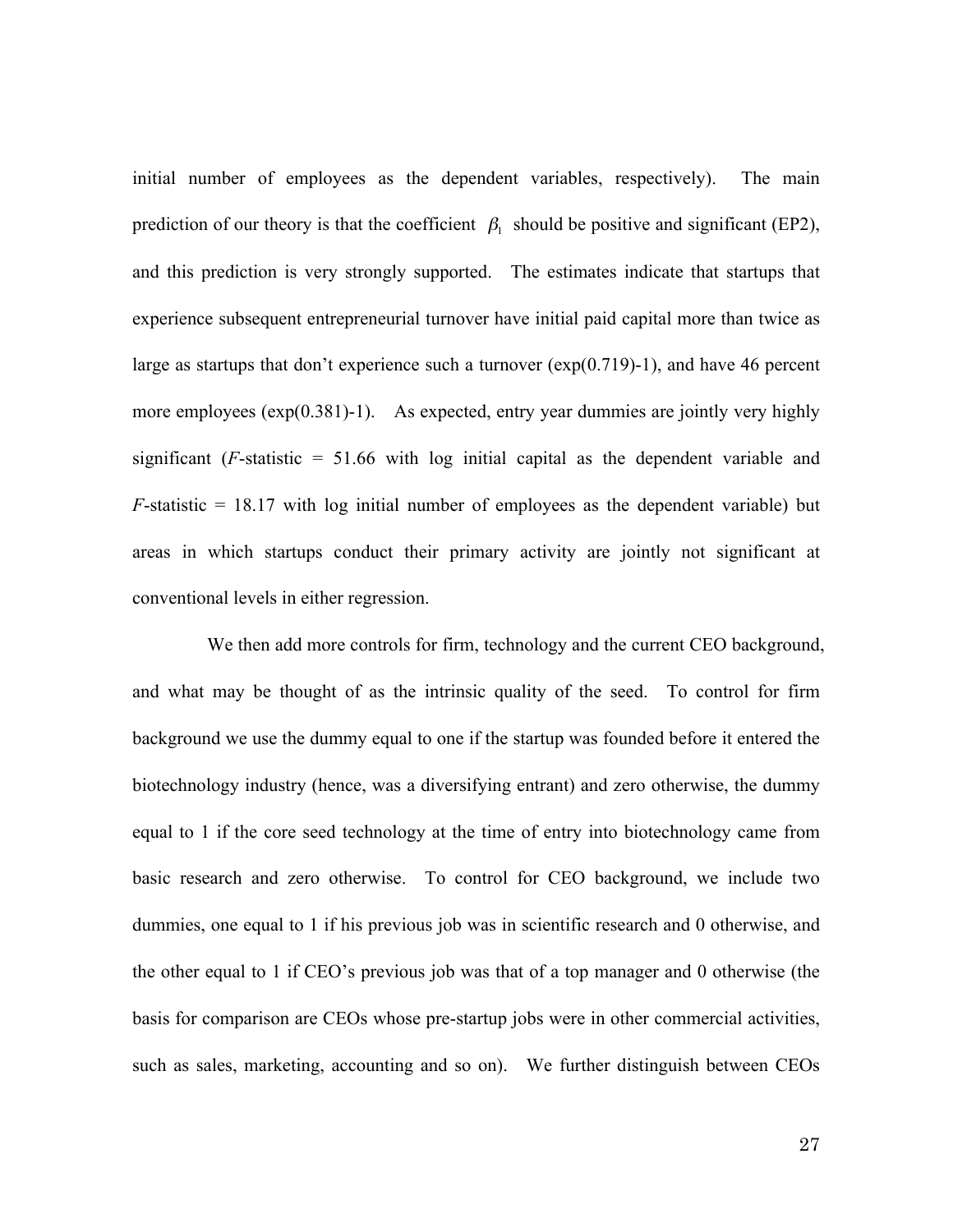initial number of employees as the dependent variables, respectively). The main prediction of our theory is that the coefficient $\beta_1$ should be positive and significant (EP2), and this prediction is very strongly supported. The estimates indicate that startups that experience subsequent entrepreneurial turnover have initial paid capital more than twice as large as startups that don't experience such a turnover (exp(0.719)-1), and have 46 percent more employees (exp(0.381)-1). As expected, entry year dummies are jointly very highly significant (*F*-statistic = 51.66 with log initial capital as the dependent variable and *F*-statistic = 18.17 with log initial number of employees as the dependent variable) but areas in which startups conduct their primary activity are jointly not significant at conventional levels in either regression.

We then add more controls for firm, technology and the current CEO background, and what may be thought of as the intrinsic quality of the seed. To control for firm background we use the dummy equal to one if the startup was founded before it entered the biotechnology industry (hence, was a diversifying entrant) and zero otherwise, the dummy equal to 1 if the core seed technology at the time of entry into biotechnology came from basic research and zero otherwise. To control for CEO background, we include two dummies, one equal to 1 if his previous job was in scientific research and 0 otherwise, and the other equal to 1 if CEO's previous job was that of a top manager and 0 otherwise (the basis for comparison are CEOs whose pre-startup jobs were in other commercial activities, such as sales, marketing, accounting and so on). We further distinguish between CEOs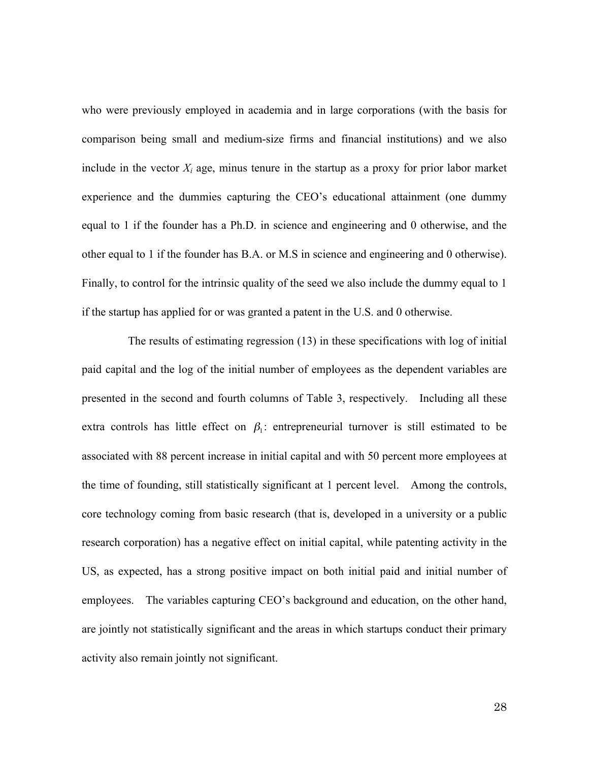who were previously employed in academia and in large corporations (with the basis for comparison being small and medium-size firms and financial institutions) and we also include in the vector $X_i$ age, minus tenure in the startup as a proxy for prior labor market experience and the dummies capturing the CEO's educational attainment (one dummy equal to 1 if the founder has a Ph.D. in science and engineering and 0 otherwise, and the other equal to 1 if the founder has B.A. or M.S in science and engineering and 0 otherwise). Finally, to control for the intrinsic quality of the seed we also include the dummy equal to 1 if the startup has applied for or was granted a patent in the U.S. and 0 otherwise.

The results of estimating regression (13) in these specifications with log of initial paid capital and the log of the initial number of employees as the dependent variables are presented in the second and fourth columns of Table 3, respectively. Including all these extra controls has little effect on $\beta_1$: entrepreneurial turnover is still estimated to be associated with 88 percent increase in initial capital and with 50 percent more employees at the time of founding, still statistically significant at 1 percent level. Among the controls, core technology coming from basic research (that is, developed in a university or a public research corporation) has a negative effect on initial capital, while patenting activity in the US, as expected, has a strong positive impact on both initial paid and initial number of employees. The variables capturing CEO's background and education, on the other hand, are jointly not statistically significant and the areas in which startups conduct their primary activity also remain jointly not significant.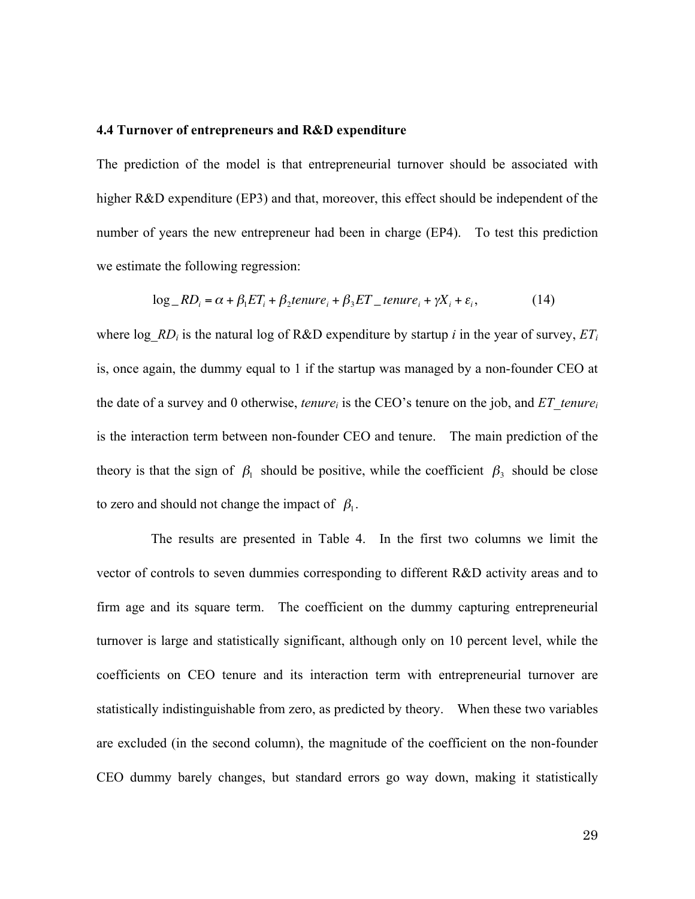### 4.4 Turnover of entrepreneurs and R&D expenditure

The prediction of the model is that entrepreneurial turnover should be associated with higher R&D expenditure (EP3) and that, moreover, this effect should be independent of the number of years the new entrepreneur had been in charge (EP4). To test this prediction we estimate the following regression:

$$\log\_RD_i = \alpha + \beta_1 ET_i + \beta_2 tenure_i + \beta_3 ET\_tenure_i + \gamma X_i + \varepsilon_i, \tag{14}$$

where $\log\_RD_i$ is the natural log of R&D expenditure by startup $i$ in the year of survey, $ET_i$ is, once again, the dummy equal to 1 if the startup was managed by a non-founder CEO at the date of a survey and 0 otherwise, $tenure_i$ is the CEO's tenure on the job, and $ET\_tenure_i$ is the interaction term between non-founder CEO and tenure. The main prediction of the theory is that the sign of $\beta_1$ should be positive, while the coefficient $\beta_3$ should be close to zero and should not change the impact of $\beta_1$.

The results are presented in Table 4. In the first two columns we limit the vector of controls to seven dummies corresponding to different R&D activity areas and to firm age and its square term. The coefficient on the dummy capturing entrepreneurial turnover is large and statistically significant, although only on 10 percent level, while the coefficients on CEO tenure and its interaction term with entrepreneurial turnover are statistically indistinguishable from zero, as predicted by theory. When these two variables are excluded (in the second column), the magnitude of the coefficient on the non-founder CEO dummy barely changes, but standard errors go way down, making it statistically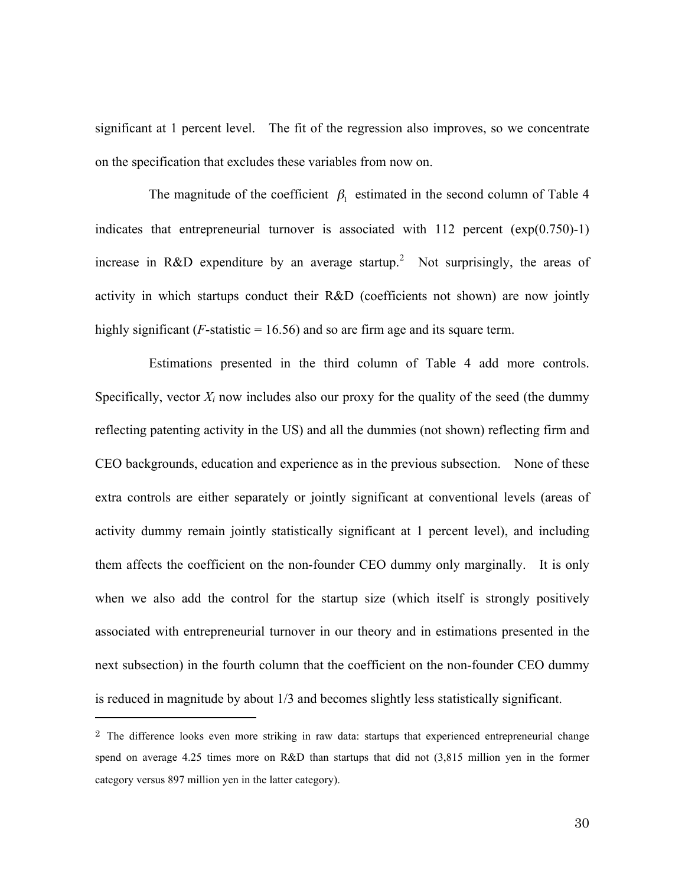significant at 1 percent level. The fit of the regression also improves, so we concentrate on the specification that excludes these variables from now on.

The magnitude of the coefficient $\beta_1$ estimated in the second column of Table 4 indicates that entrepreneurial turnover is associated with 112 percent (exp(0.750)-1) increase in R&D expenditure by an average startup.[2] Not surprisingly, the areas of activity in which startups conduct their R&D (coefficients not shown) are now jointly highly significant (*F*-statistic = 16.56) and so are firm age and its square term.

Estimations presented in the third column of Table 4 add more controls. Specifically, vector $X_i$ now includes also our proxy for the quality of the seed (the dummy reflecting patenting activity in the US) and all the dummies (not shown) reflecting firm and CEO backgrounds, education and experience as in the previous subsection. None of these extra controls are either separately or jointly significant at conventional levels (areas of activity dummy remain jointly statistically significant at 1 percent level), and including them affects the coefficient on the non-founder CEO dummy only marginally. It is only when we also add the control for the startup size (which itself is strongly positively associated with entrepreneurial turnover in our theory and in estimations presented in the next subsection) in the fourth column that the coefficient on the non-founder CEO dummy is reduced in magnitude by about 1/3 and becomes slightly less statistically significant.

---

[2] The difference looks even more striking in raw data: startups that experienced entrepreneurial change spend on average 4.25 times more on R&D than startups that did not (3,815 million yen in the former category versus 897 million yen in the latter category).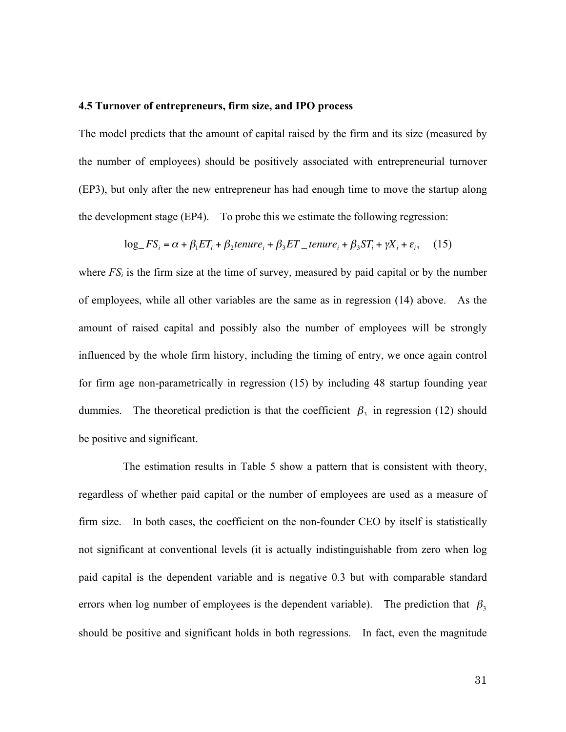### 4.5 Turnover of entrepreneurs, firm size, and IPO process

The model predicts that the amount of capital raised by the firm and its size (measured by the number of employees) should be positively associated with entrepreneurial turnover (EP3), but only after the new entrepreneur has had enough time to move the startup along the development stage (EP4). To probe this we estimate the following regression:

$$\log\_FS_i = \alpha + \beta_1 ET_i + \beta_2 tenure_i + \beta_3 ET\_tenure_i + \beta_3 ST_i + \gamma X_i + \varepsilon_i, \quad (15)$$

where $FS_i$ is the firm size at the time of survey, measured by paid capital or by the number of employees, while all other variables are the same as in regression (14) above. As the amount of raised capital and possibly also the number of employees will be strongly influenced by the whole firm history, including the timing of entry, we once again control for firm age non-parametrically in regression (15) by including 48 startup founding year dummies. The theoretical prediction is that the coefficient $\beta_3$ in regression (12) should be positive and significant.

The estimation results in Table 5 show a pattern that is consistent with theory, regardless of whether paid capital or the number of employees are used as a measure of firm size. In both cases, the coefficient on the non-founder CEO by itself is statistically not significant at conventional levels (it is actually indistinguishable from zero when log paid capital is the dependent variable and is negative 0.3 but with comparable standard errors when log number of employees is the dependent variable). The prediction that $\beta_3$ should be positive and significant holds in both regressions. In fact, even the magnitude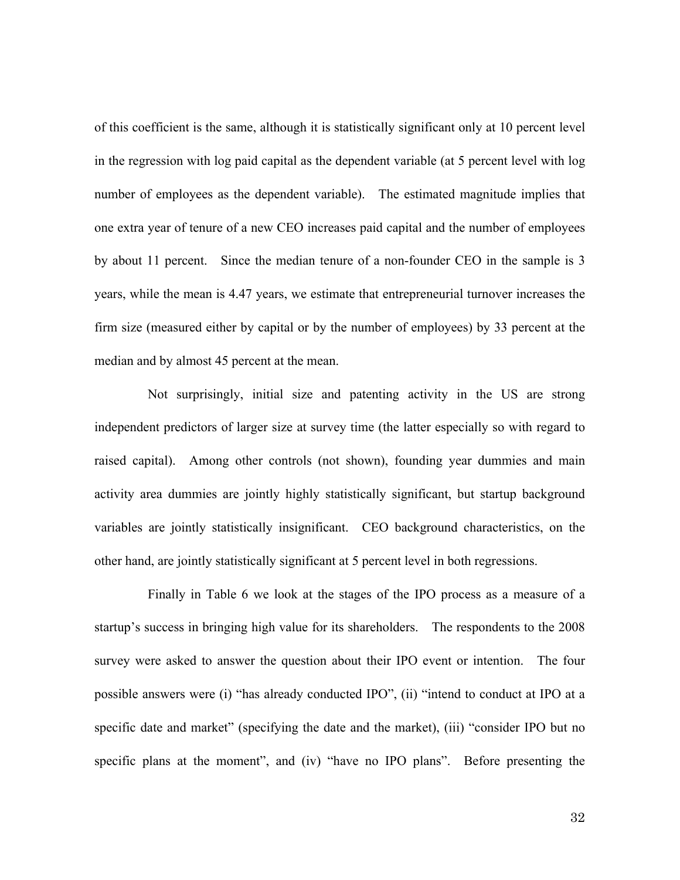of this coefficient is the same, although it is statistically significant only at 10 percent level in the regression with log paid capital as the dependent variable (at 5 percent level with log number of employees as the dependent variable). The estimated magnitude implies that one extra year of tenure of a new CEO increases paid capital and the number of employees by about 11 percent. Since the median tenure of a non-founder CEO in the sample is 3 years, while the mean is 4.47 years, we estimate that entrepreneurial turnover increases the firm size (measured either by capital or by the number of employees) by 33 percent at the median and by almost 45 percent at the mean.

Not surprisingly, initial size and patenting activity in the US are strong independent predictors of larger size at survey time (the latter especially so with regard to raised capital). Among other controls (not shown), founding year dummies and main activity area dummies are jointly highly statistically significant, but startup background variables are jointly statistically insignificant. CEO background characteristics, on the other hand, are jointly statistically significant at 5 percent level in both regressions.

Finally in Table 6 we look at the stages of the IPO process as a measure of a startup's success in bringing high value for its shareholders. The respondents to the 2008 survey were asked to answer the question about their IPO event or intention. The four possible answers were (i) "has already conducted IPO", (ii) "intend to conduct at IPO at a specific date and market" (specifying the date and the market), (iii) "consider IPO but no specific plans at the moment", and (iv) "have no IPO plans". Before presenting the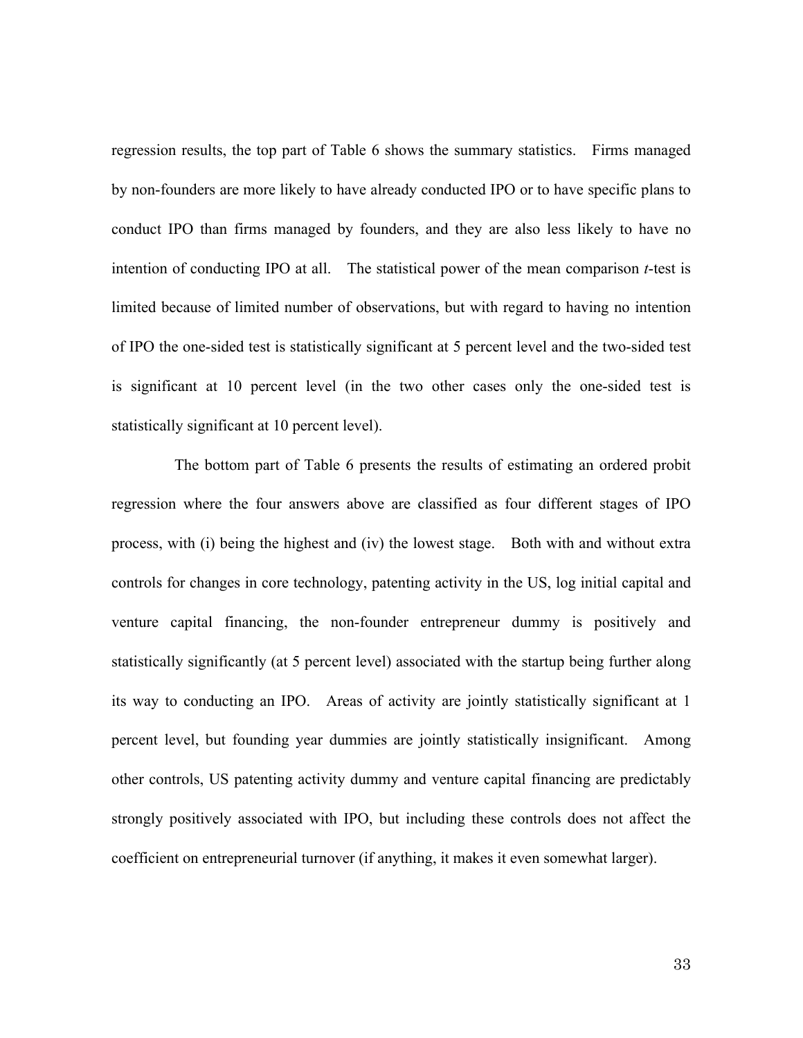regression results, the top part of Table 6 shows the summary statistics. Firms managed by non-founders are more likely to have already conducted IPO or to have specific plans to conduct IPO than firms managed by founders, and they are also less likely to have no intention of conducting IPO at all. The statistical power of the mean comparison *t*-test is limited because of limited number of observations, but with regard to having no intention of IPO the one-sided test is statistically significant at 5 percent level and the two-sided test is significant at 10 percent level (in the two other cases only the one-sided test is statistically significant at 10 percent level).

The bottom part of Table 6 presents the results of estimating an ordered probit regression where the four answers above are classified as four different stages of IPO process, with (i) being the highest and (iv) the lowest stage. Both with and without extra controls for changes in core technology, patenting activity in the US, log initial capital and venture capital financing, the non-founder entrepreneur dummy is positively and statistically significantly (at 5 percent level) associated with the startup being further along its way to conducting an IPO. Areas of activity are jointly statistically significant at 1 percent level, but founding year dummies are jointly statistically insignificant. Among other controls, US patenting activity dummy and venture capital financing are predictably strongly positively associated with IPO, but including these controls does not affect the coefficient on entrepreneurial turnover (if anything, it makes it even somewhat larger).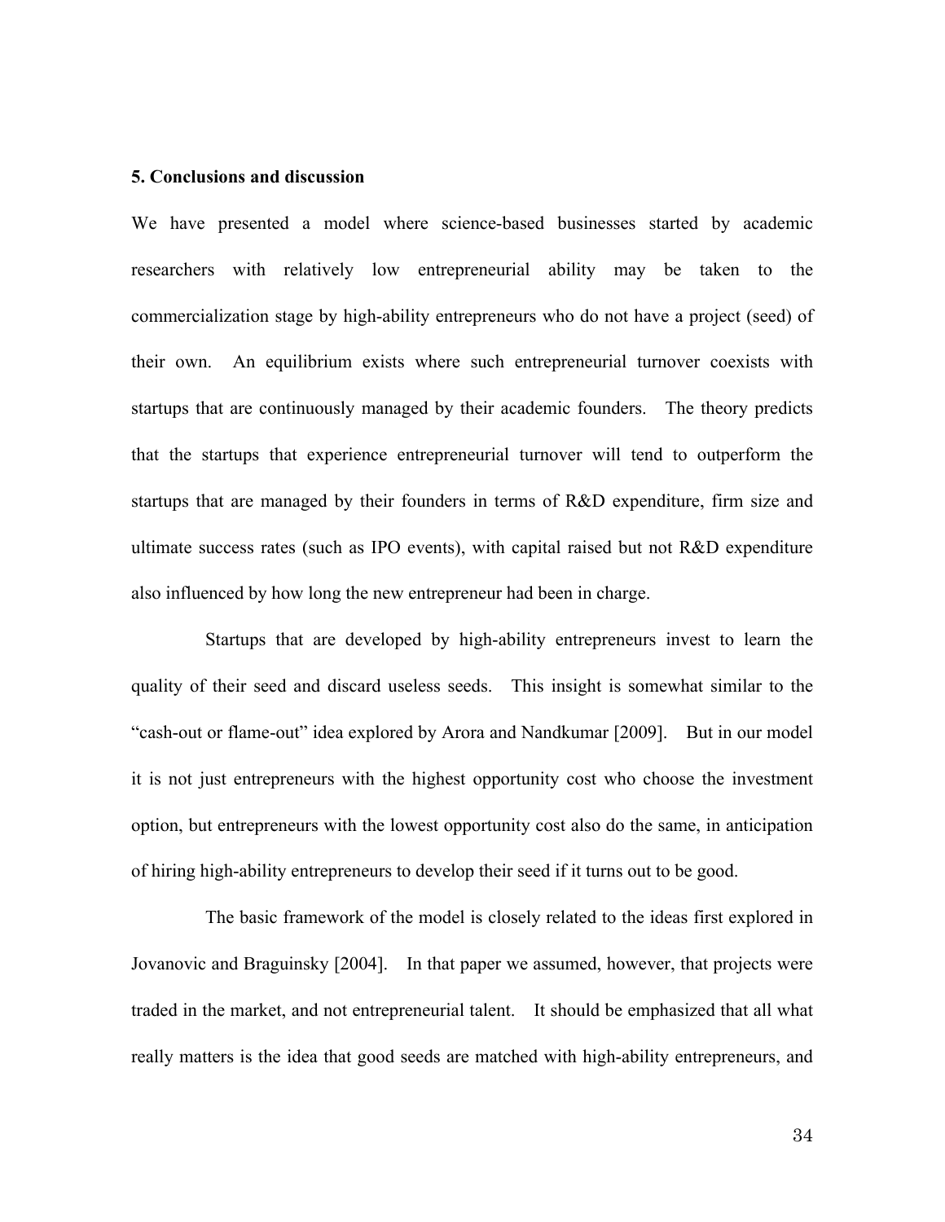## 5. Conclusions and discussion

We have presented a model where science-based businesses started by academic researchers with relatively low entrepreneurial ability may be taken to the commercialization stage by high-ability entrepreneurs who do not have a project (seed) of their own. An equilibrium exists where such entrepreneurial turnover coexists with startups that are continuously managed by their academic founders. The theory predicts that the startups that experience entrepreneurial turnover will tend to outperform the startups that are managed by their founders in terms of R&D expenditure, firm size and ultimate success rates (such as IPO events), with capital raised but not R&D expenditure also influenced by how long the new entrepreneur had been in charge.

Startups that are developed by high-ability entrepreneurs invest to learn the quality of their seed and discard useless seeds. This insight is somewhat similar to the "cash-out or flame-out" idea explored by Arora and Nandkumar [2009]. But in our model it is not just entrepreneurs with the highest opportunity cost who choose the investment option, but entrepreneurs with the lowest opportunity cost also do the same, in anticipation of hiring high-ability entrepreneurs to develop their seed if it turns out to be good.

The basic framework of the model is closely related to the ideas first explored in Jovanovic and Braguinsky [2004]. In that paper we assumed, however, that projects were traded in the market, and not entrepreneurial talent. It should be emphasized that all what really matters is the idea that good seeds are matched with high-ability entrepreneurs, and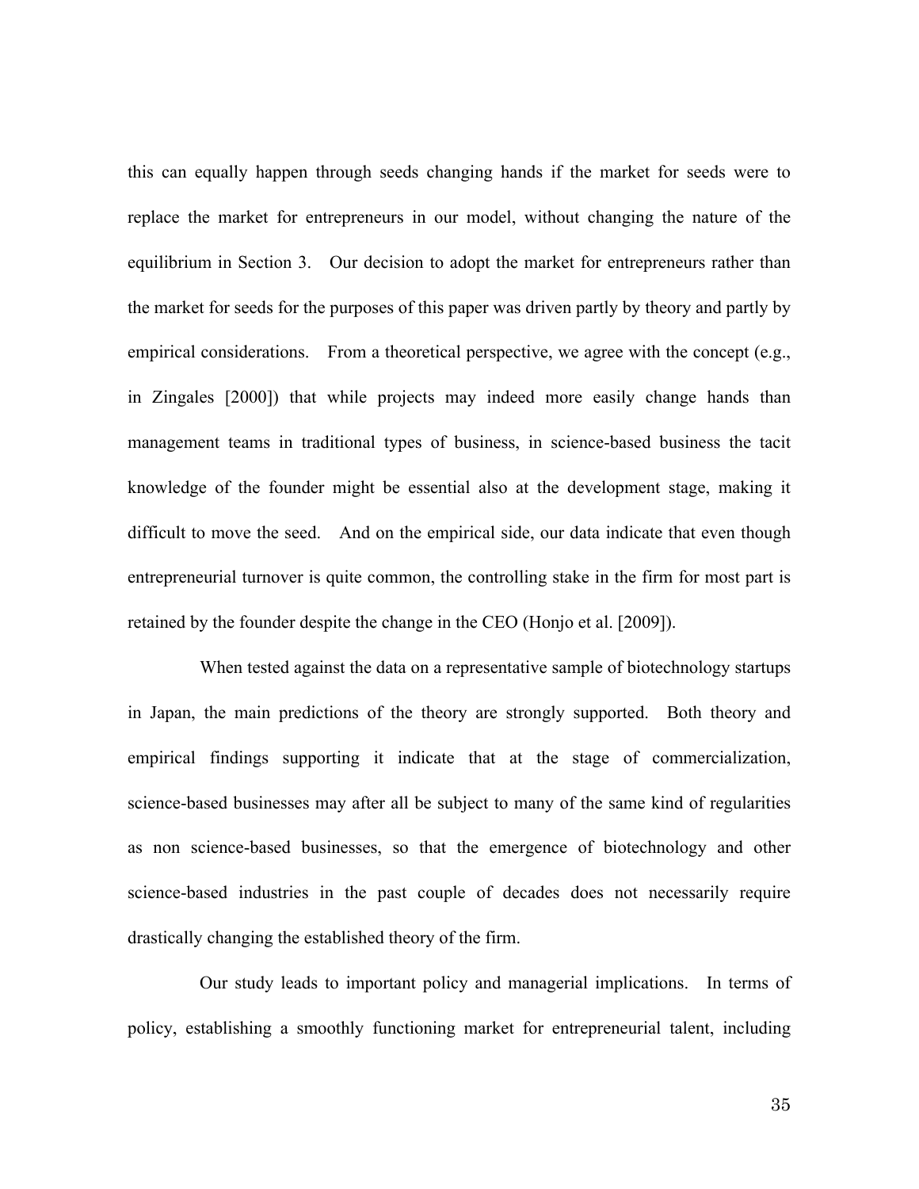this can equally happen through seeds changing hands if the market for seeds were to replace the market for entrepreneurs in our model, without changing the nature of the equilibrium in Section 3. Our decision to adopt the market for entrepreneurs rather than the market for seeds for the purposes of this paper was driven partly by theory and partly by empirical considerations. From a theoretical perspective, we agree with the concept (e.g., in Zingales [2000]) that while projects may indeed more easily change hands than management teams in traditional types of business, in science-based business the tacit knowledge of the founder might be essential also at the development stage, making it difficult to move the seed. And on the empirical side, our data indicate that even though entrepreneurial turnover is quite common, the controlling stake in the firm for most part is retained by the founder despite the change in the CEO (Honjo et al. [2009]).

When tested against the data on a representative sample of biotechnology startups in Japan, the main predictions of the theory are strongly supported. Both theory and empirical findings supporting it indicate that at the stage of commercialization, science-based businesses may after all be subject to many of the same kind of regularities as non science-based businesses, so that the emergence of biotechnology and other science-based industries in the past couple of decades does not necessarily require drastically changing the established theory of the firm.

Our study leads to important policy and managerial implications. In terms of policy, establishing a smoothly functioning market for entrepreneurial talent, including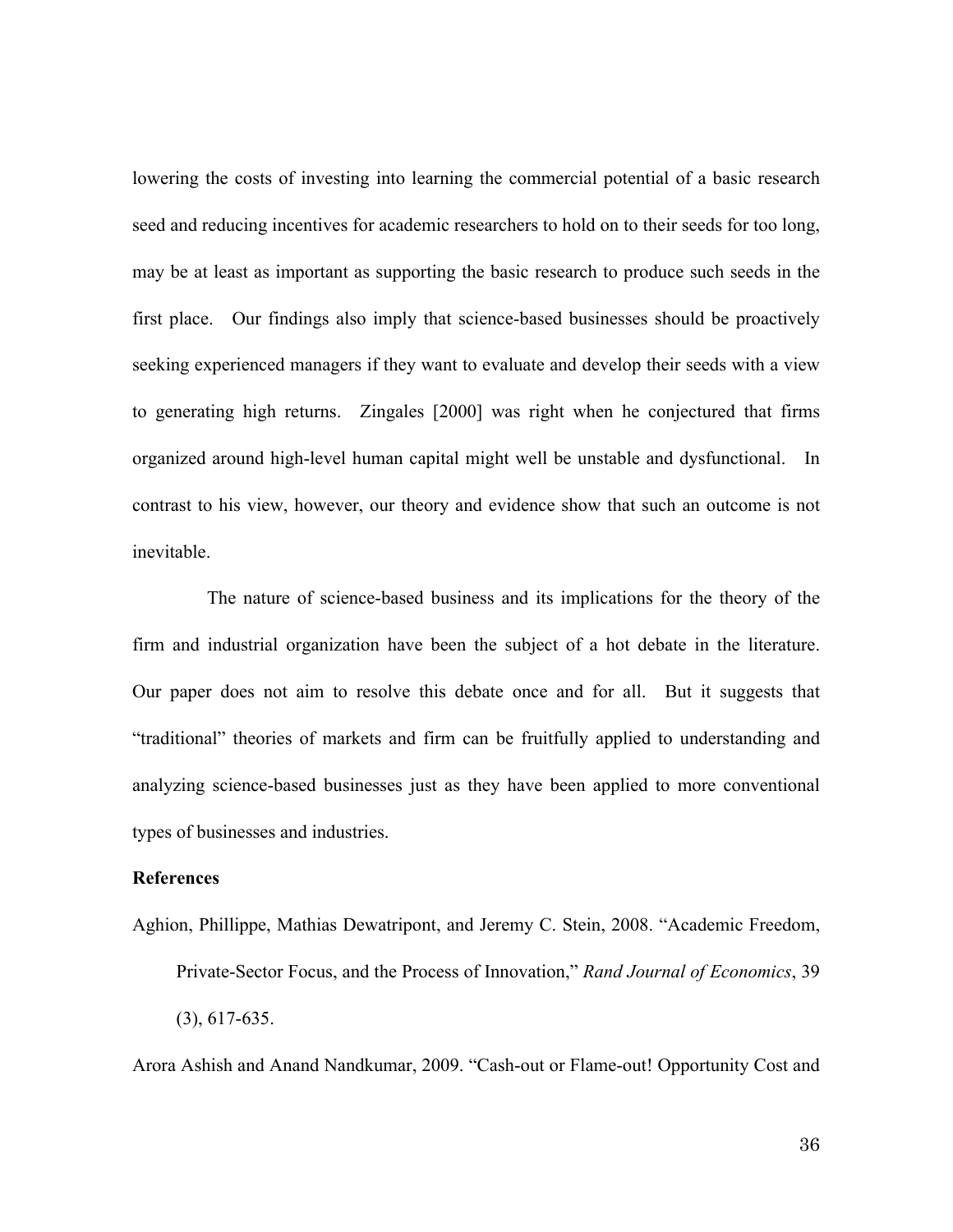lowering the costs of investing into learning the commercial potential of a basic research seed and reducing incentives for academic researchers to hold on to their seeds for too long, may be at least as important as supporting the basic research to produce such seeds in the first place. Our findings also imply that science-based businesses should be proactively seeking experienced managers if they want to evaluate and develop their seeds with a view to generating high returns. Zingales [2000] was right when he conjectured that firms organized around high-level human capital might well be unstable and dysfunctional. In contrast to his view, however, our theory and evidence show that such an outcome is not inevitable.

The nature of science-based business and its implications for the theory of the firm and industrial organization have been the subject of a hot debate in the literature. Our paper does not aim to resolve this debate once and for all. But it suggests that "traditional" theories of markets and firm can be fruitfully applied to understanding and analyzing science-based businesses just as they have been applied to more conventional types of businesses and industries.

**References**

Aghion, Phillippe, Mathias Dewatripont, and Jeremy C. Stein, 2008. "Academic Freedom, Private-Sector Focus, and the Process of Innovation," *Rand Journal of Economics*, 39 (3), 617-635.

Arora Ashish and Anand Nandkumar, 2009. "Cash-out or Flame-out! Opportunity Cost and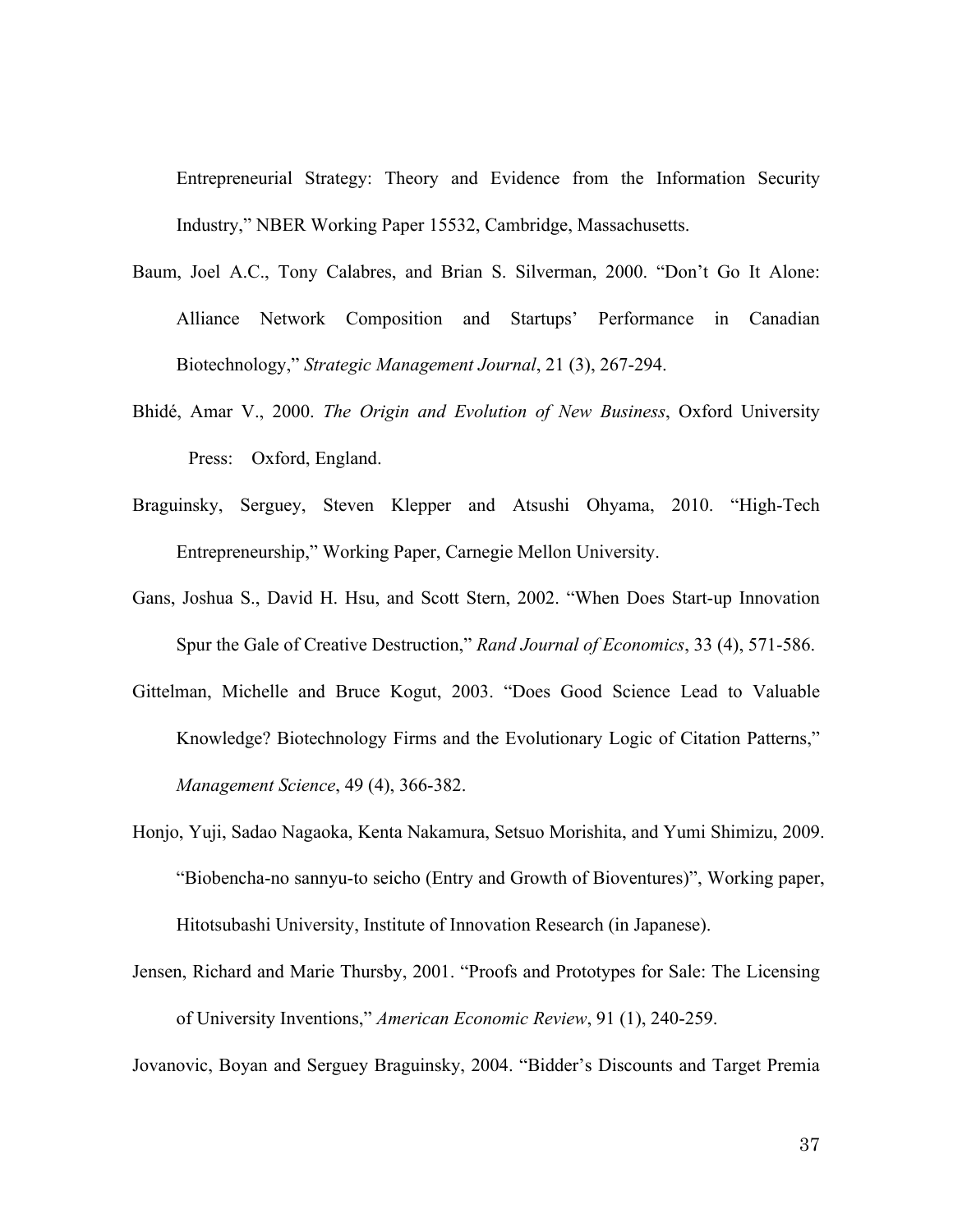Entrepreneurial Strategy: Theory and Evidence from the Information Security Industry," NBER Working Paper 15532, Cambridge, Massachusetts.

Baum, Joel A.C., Tony Calabres, and Brian S. Silverman, 2000. "Don't Go It Alone: Alliance Network Composition and Startups' Performance in Canadian Biotechnology," *Strategic Management Journal*, 21 (3), 267-294.

Bhidé, Amar V., 2000. *The Origin and Evolution of New Business*, Oxford University Press: Oxford, England.

Braguinsky, Serguey, Steven Klepper and Atsushi Ohyama, 2010. "High-Tech Entrepreneurship," Working Paper, Carnegie Mellon University.

Gans, Joshua S., David H. Hsu, and Scott Stern, 2002. "When Does Start-up Innovation Spur the Gale of Creative Destruction," *Rand Journal of Economics*, 33 (4), 571-586.

Gittelman, Michelle and Bruce Kogut, 2003. "Does Good Science Lead to Valuable Knowledge? Biotechnology Firms and the Evolutionary Logic of Citation Patterns," *Management Science*, 49 (4), 366-382.

Honjo, Yuji, Sadao Nagaoka, Kenta Nakamura, Setsuo Morishita, and Yumi Shimizu, 2009. "Biobencha-no sannyu-to seicho (Entry and Growth of Bioventures)", Working paper, Hitotsubashi University, Institute of Innovation Research (in Japanese).

Jensen, Richard and Marie Thursby, 2001. "Proofs and Prototypes for Sale: The Licensing of University Inventions," *American Economic Review*, 91 (1), 240-259.

Jovanovic, Boyan and Serguey Braguinsky, 2004. "Bidder's Discounts and Target Premia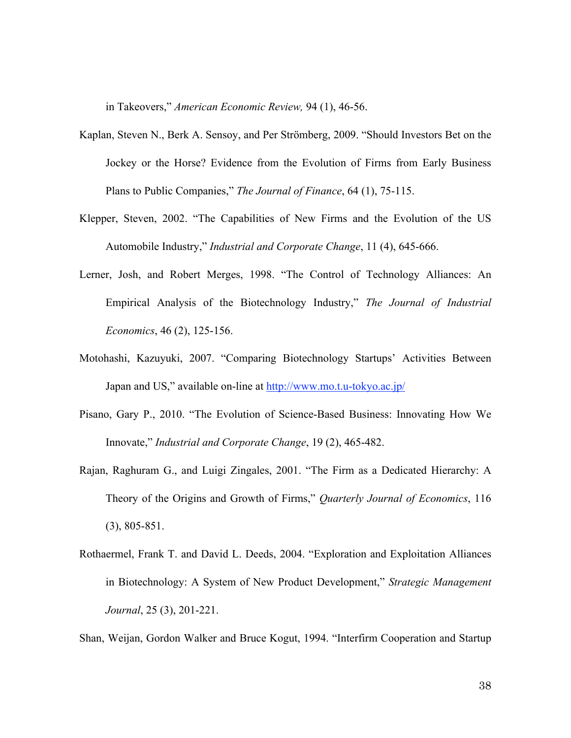in Takeovers," *American Economic Review,* 94 (1), 46-56.

Kaplan, Steven N., Berk A. Sensoy, and Per Strömberg, 2009. "Should Investors Bet on the Jockey or the Horse? Evidence from the Evolution of Firms from Early Business Plans to Public Companies," *The Journal of Finance*, 64 (1), 75-115.

Klepper, Steven, 2002. "The Capabilities of New Firms and the Evolution of the US Automobile Industry," *Industrial and Corporate Change*, 11 (4), 645-666.

Lerner, Josh, and Robert Merges, 1998. "The Control of Technology Alliances: An Empirical Analysis of the Biotechnology Industry," *The Journal of Industrial Economics*, 46 (2), 125-156.

Motohashi, Kazuyuki, 2007. "Comparing Biotechnology Startups' Activities Between Japan and US," available on-line at http://www.mo.t.u-tokyo.ac.jp/

Pisano, Gary P., 2010. "The Evolution of Science-Based Business: Innovating How We Innovate," *Industrial and Corporate Change*, 19 (2), 465-482.

Rajan, Raghuram G., and Luigi Zingales, 2001. "The Firm as a Dedicated Hierarchy: A Theory of the Origins and Growth of Firms," *Quarterly Journal of Economics*, 116 (3), 805-851.

Rothaermel, Frank T. and David L. Deeds, 2004. "Exploration and Exploitation Alliances in Biotechnology: A System of New Product Development," *Strategic Management Journal*, 25 (3), 201-221.

Shan, Weijan, Gordon Walker and Bruce Kogut, 1994. "Interfirm Cooperation and Startup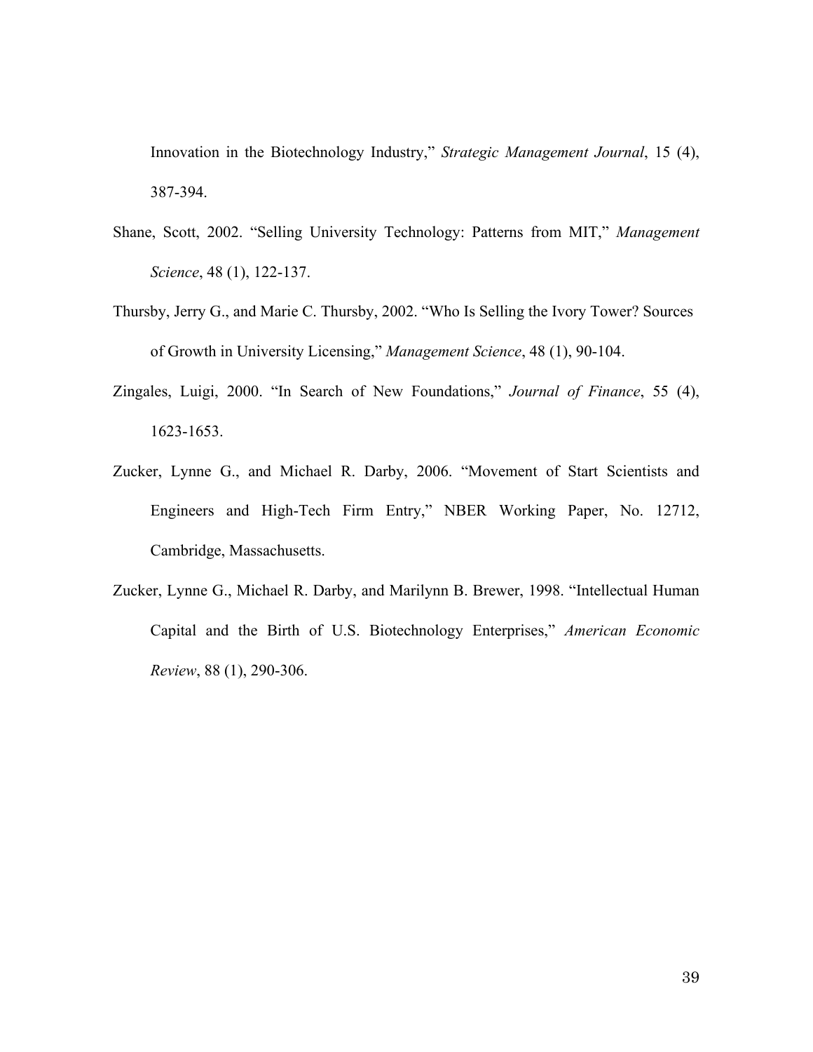Innovation in the Biotechnology Industry," *Strategic Management Journal*, 15 (4), 387-394.

Shane, Scott, 2002. "Selling University Technology: Patterns from MIT," *Management Science*, 48 (1), 122-137.

Thursby, Jerry G., and Marie C. Thursby, 2002. "Who Is Selling the Ivory Tower? Sources of Growth in University Licensing," *Management Science*, 48 (1), 90-104.

Zingales, Luigi, 2000. "In Search of New Foundations," *Journal of Finance*, 55 (4), 1623-1653.

Zucker, Lynne G., and Michael R. Darby, 2006. "Movement of Start Scientists and Engineers and High-Tech Firm Entry," NBER Working Paper, No. 12712, Cambridge, Massachusetts.

Zucker, Lynne G., Michael R. Darby, and Marilynn B. Brewer, 1998. "Intellectual Human Capital and the Birth of U.S. Biotechnology Enterprises," *American Economic Review*, 88 (1), 290-306.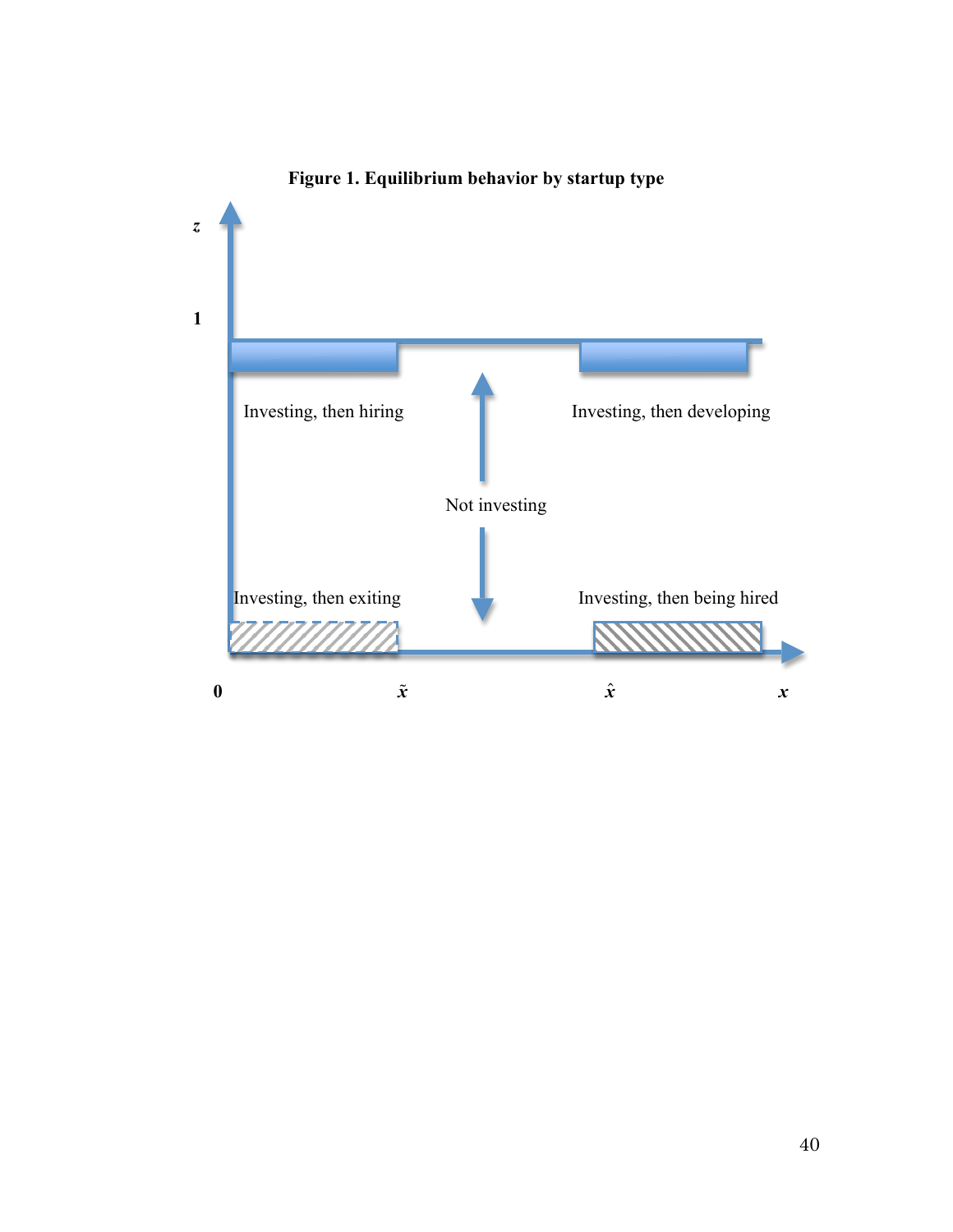**Figure 1. Equilibrium behavior by startup type**

$z$

1

Investing, then hiring

Investing, then developing

Not investing

Investing, then exiting

Investing, then being hired

0

$\tilde{x}$

$\hat{x}$

$x$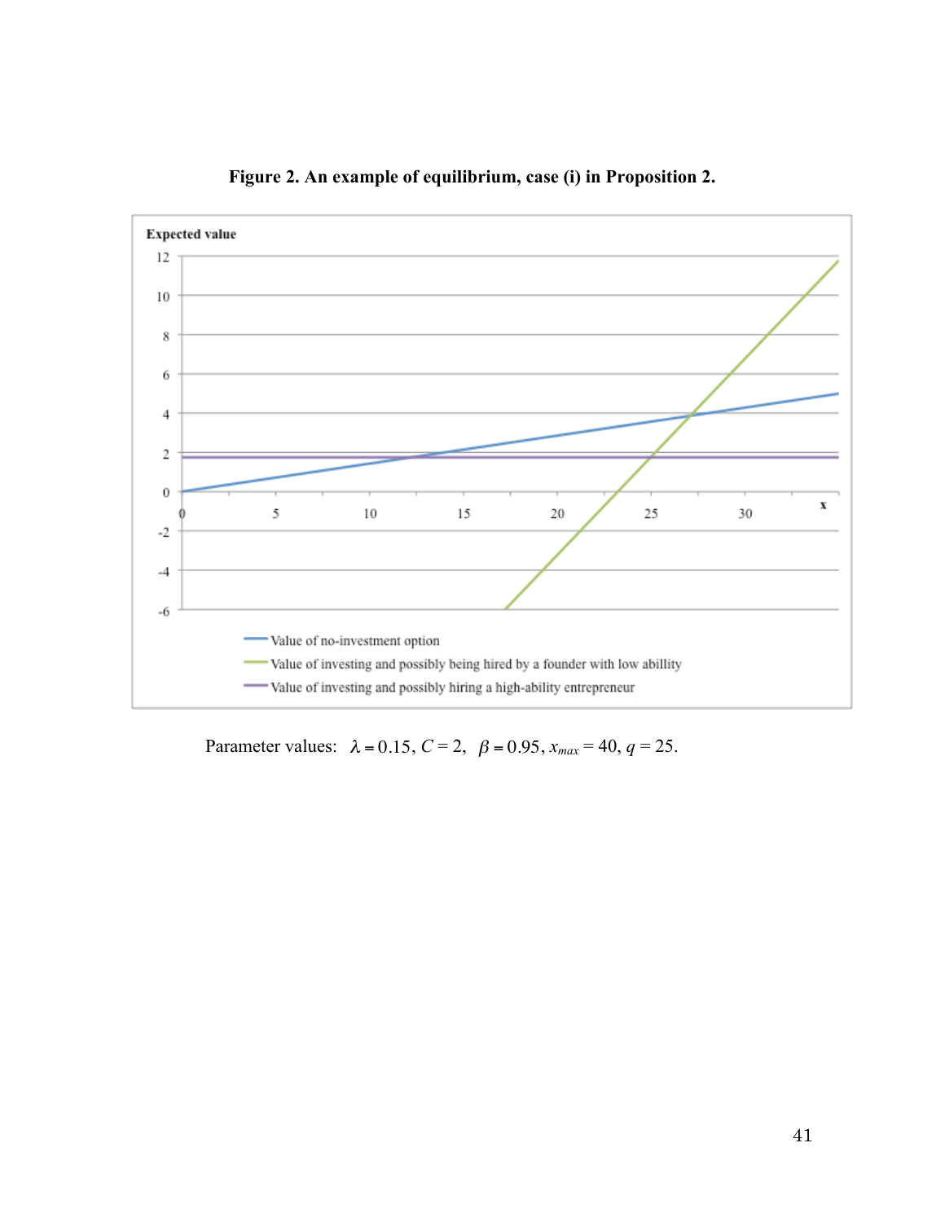**Figure 2. An example of equilibrium, case (i) in Proposition 2.**

Expected value

12
10
8
6
4
2
0
-2
-4
-6

0
5
10
15
20
25
30
x

Value of no-investment option
Value of investing and possibly being hired by a founder with low abillity
Value of investing and possibly hiring a high-ability entrepreneur

Parameter values: $\lambda = 0.15$, $C = 2$, $\beta = 0.95$, $x_{max} = 40$, $q = 25$.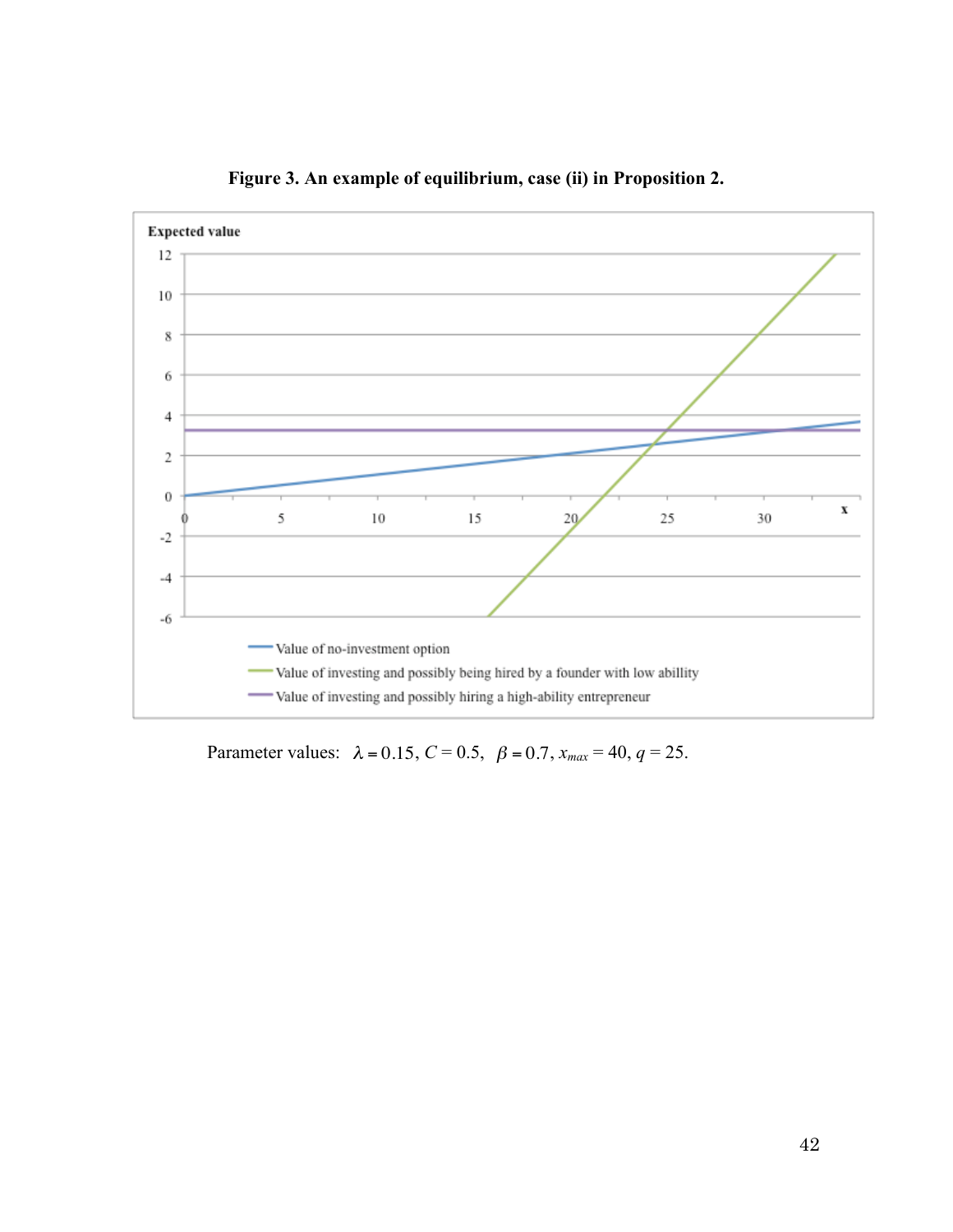**Figure 3. An example of equilibrium, case (ii) in Proposition 2.**

Expected value

12

10

8

6

4

2

0

-2

-4

-6

0 5 10 15 20 25 30 x

Value of no-investment option

Value of investing and possibly being hired by a founder with low abillity

Value of investing and possibly hiring a high-ability entrepreneur

Parameter values: $\lambda = 0.15$, $C = 0.5$, $\beta = 0.7$, $x_{max} = 40$, $q = 25$.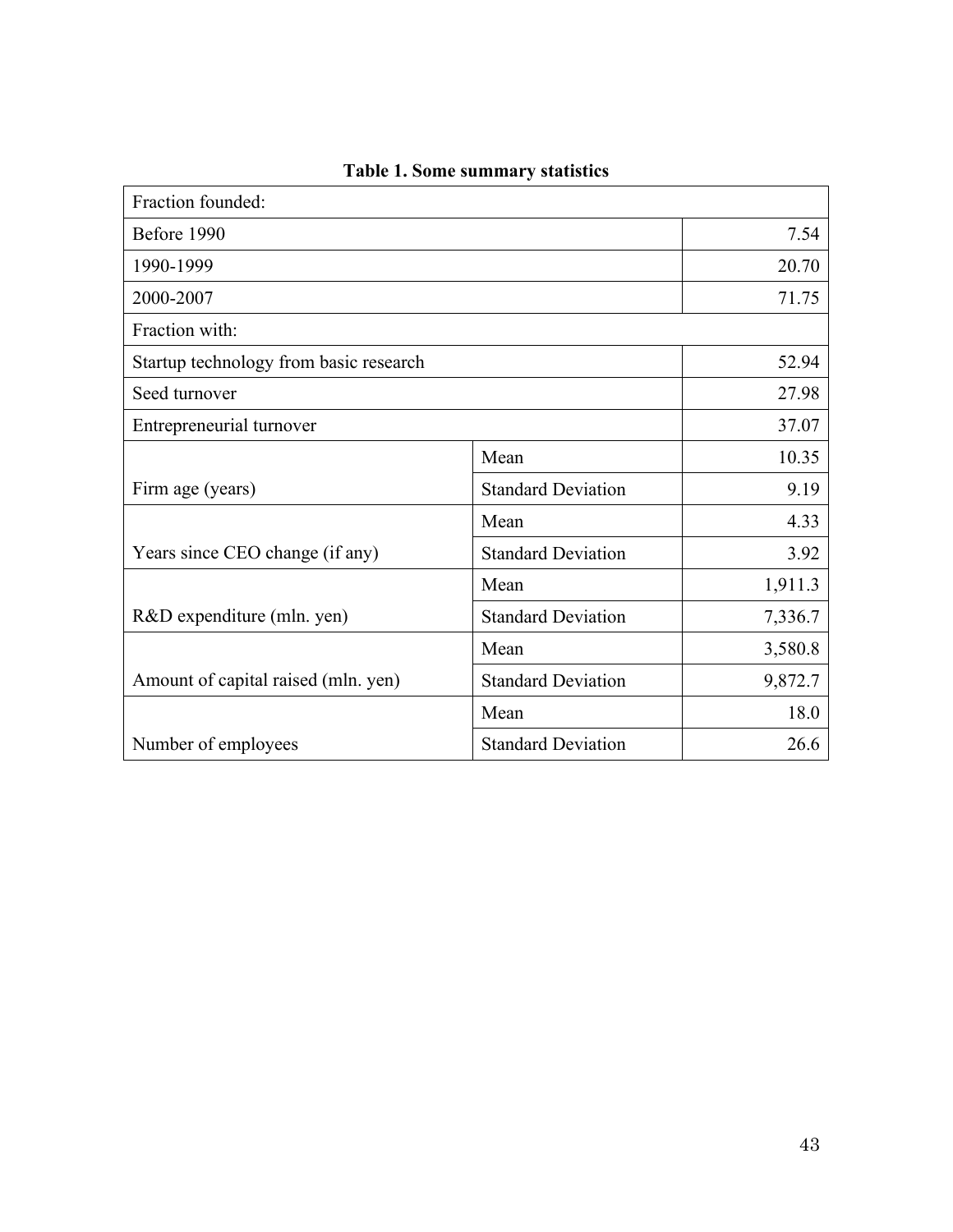**Table 1. Some summary statistics**

| | | |
|---|---|---|
| Fraction founded: | | |
| Before 1990 | | 7.54 |
| 1990-1999 | | 20.70 |
| 2000-2007 | | 71.75 |
| Fraction with: | | |
| Startup technology from basic research | | 52.94 |
| Seed turnover | | 27.98 |
| Entrepreneurial turnover | | 37.07 |
| Firm age (years) | Mean | 10.35 |
| | Standard Deviation | 9.19 |
| Years since CEO change (if any) | Mean | 4.33 |
| | Standard Deviation | 3.92 |
| R&D expenditure (mln. yen) | Mean | 1,911.3 |
| | Standard Deviation | 7,336.7 |
| Amount of capital raised (mln. yen) | Mean | 3,580.8 |
| | Standard Deviation | 9,872.7 |
| Number of employees | Mean | 18.0 |
| | Standard Deviation | 26.6 |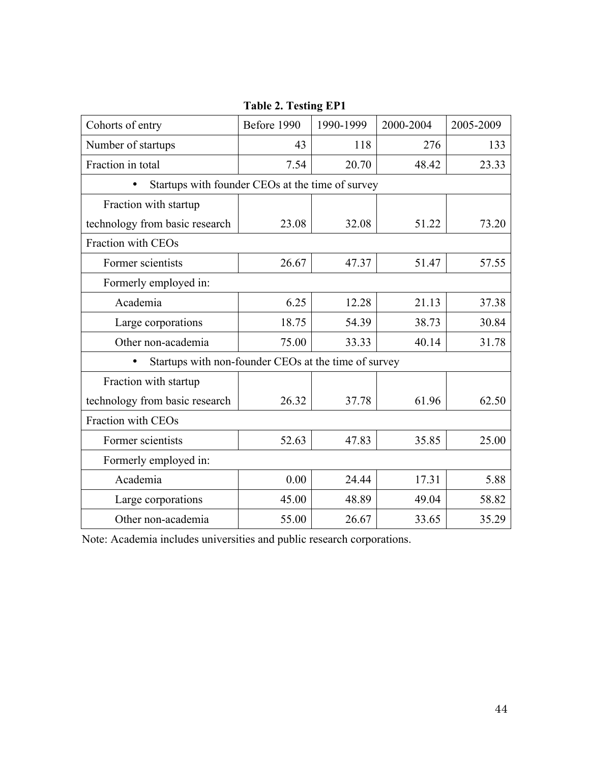**Table 2. Testing EP1**

| Cohorts of entry | Before 1990 | 1990-1999 | 2000-2004 | 2005-2009 |
|---|---|---|---|---|
| Number of startups | 43 | 118 | 276 | 133 |
| Fraction in total | 7.54 | 20.70 | 48.42 | 23.33 |
| • Startups with founder CEOs at the time of survey | | | | |
| Fraction with startup technology from basic research | 23.08 | 32.08 | 51.22 | 73.20 |
| Fraction with CEOs | | | | |
| Former scientists | 26.67 | 47.37 | 51.47 | 57.55 |
| Formerly employed in: | | | | |
| Academia | 6.25 | 12.28 | 21.13 | 37.38 |
| Large corporations | 18.75 | 54.39 | 38.73 | 30.84 |
| Other non-academia | 75.00 | 33.33 | 40.14 | 31.78 |
| • Startups with non-founder CEOs at the time of survey | | | | |
| Fraction with startup technology from basic research | 26.32 | 37.78 | 61.96 | 62.50 |
| Fraction with CEOs | | | | |
| Former scientists | 52.63 | 47.83 | 35.85 | 25.00 |
| Formerly employed in: | | | | |
| Academia | 0.00 | 24.44 | 17.31 | 5.88 |
| Large corporations | 45.00 | 48.89 | 49.04 | 58.82 |
| Other non-academia | 55.00 | 26.67 | 33.65 | 35.29 |

Note: Academia includes universities and public research corporations.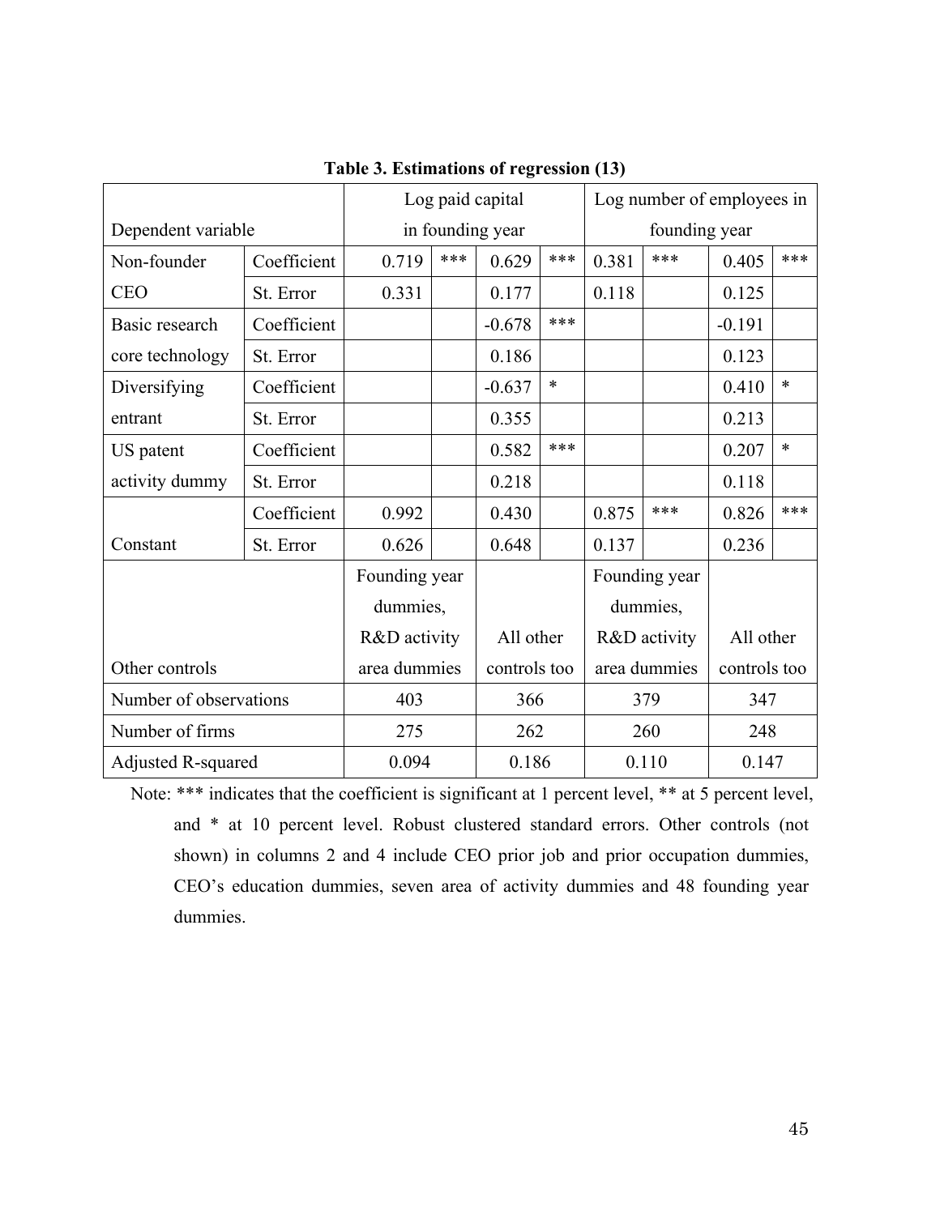**Table 3. Estimations of regression (13)**

| Dependent variable | | Log paid capital in founding year | | | | Log number of employees in founding year | | | |
|---|---|---|---|---|---|---|---|---|---|
| Non-founder CEO | Coefficient | 0.719 | *** | 0.629 | *** | 0.381 | *** | 0.405 | *** |
| | St. Error | 0.331 | | 0.177 | | 0.118 | | 0.125 | |
| Basic research core technology | Coefficient | | | -0.678 | *** | | | -0.191 | |
| | St. Error | | | 0.186 | | | | 0.123 | |
| Diversifying entrant | Coefficient | | | -0.637 | * | | | 0.410 | * |
| | St. Error | | | 0.355 | | | | 0.213 | |
| US patent activity dummy | Coefficient | | | 0.582 | *** | | | 0.207 | * |
| | St. Error | | | 0.218 | | | | 0.118 | |
| Constant | Coefficient | 0.992 | | 0.430 | | 0.875 | *** | 0.826 | *** |
| | St. Error | 0.626 | | 0.648 | | 0.137 | | 0.236 | |
| Other controls | | Founding year dummies, R&D activity area dummies | | All other controls too | | Founding year dummies, R&D activity area dummies | | All other controls too | |
| Number of observations | | 403 | | 366 | | 379 | | 347 | |
| Number of firms | | 275 | | 262 | | 260 | | 248 | |
| Adjusted R-squared | | 0.094 | | 0.186 | | 0.110 | | 0.147 | |

Note: *** indicates that the coefficient is significant at 1 percent level, ** at 5 percent level, and * at 10 percent level. Robust clustered standard errors. Other controls (not shown) in columns 2 and 4 include CEO prior job and prior occupation dummies, CEO's education dummies, seven area of activity dummies and 48 founding year dummies.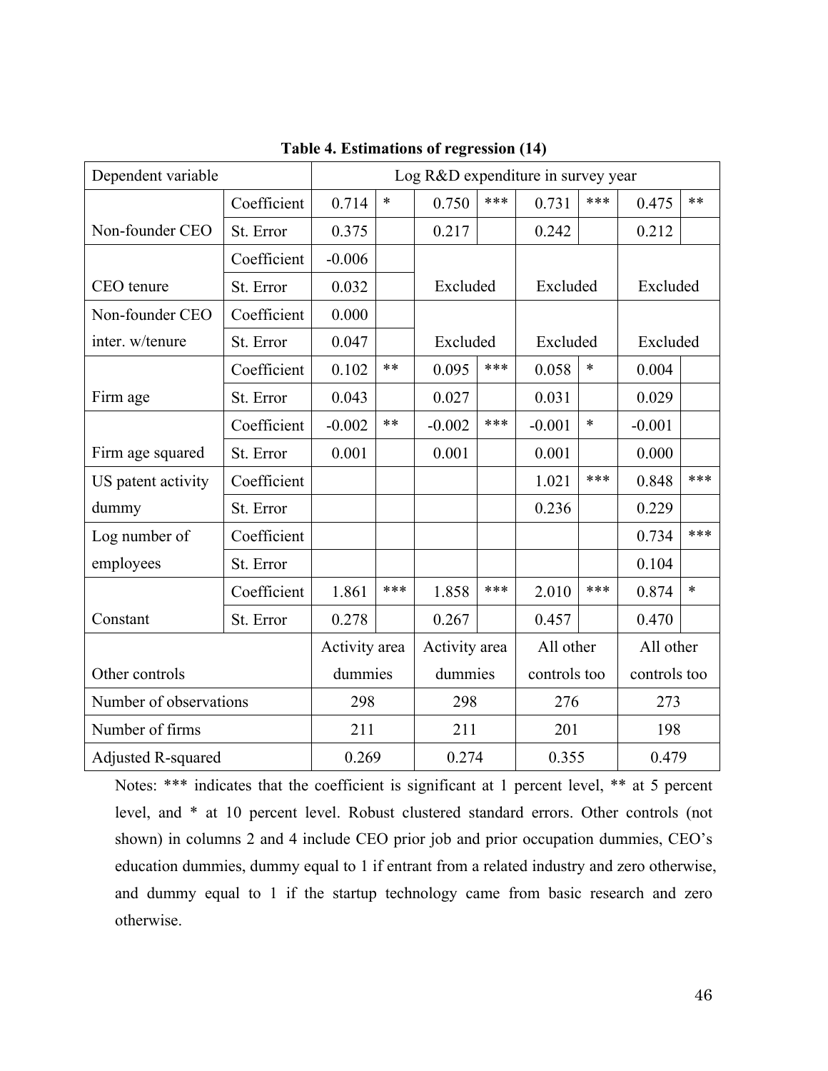**Table 4. Estimations of regression (14)**

| Dependent variable | | Log R&D expenditure in survey year | | | | | | | |
|---|---|---|---|---|---|---|---|---|---|
| Non-founder CEO | Coefficient | 0.714 | * | 0.750 | *** | 0.731 | *** | 0.475 | ** |
| | St. Error | 0.375 | | 0.217 | | 0.242 | | 0.212 | |
| CEO tenure | Coefficient | -0.006 | | Excluded | | Excluded | | Excluded | |
| | St. Error | 0.032 | | | | | | | |
| Non-founder CEO inter. w/tenure | Coefficient | 0.000 | | Excluded | | Excluded | | Excluded | |
| | St. Error | 0.047 | | | | | | | |
| Firm age | Coefficient | 0.102 | ** | 0.095 | *** | 0.058 | * | 0.004 | |
| | St. Error | 0.043 | | 0.027 | | 0.031 | | 0.029 | |
| Firm age squared | Coefficient | -0.002 | ** | -0.002 | *** | -0.001 | * | -0.001 | |
| | St. Error | 0.001 | | 0.001 | | 0.001 | | 0.000 | |
| US patent activity dummy | Coefficient | | | | | 1.021 | *** | 0.848 | *** |
| | St. Error | | | | | 0.236 | | 0.229 | |
| Log number of employees | Coefficient | | | | | | | 0.734 | *** |
| | St. Error | | | | | | | 0.104 | |
| Constant | Coefficient | 1.861 | *** | 1.858 | *** | 2.010 | *** | 0.874 | * |
| | St. Error | 0.278 | | 0.267 | | 0.457 | | 0.470 | |
| Other controls | | Activity area dummies | | Activity area dummies | | All other controls too | | All other controls too | |
| Number of observations | | 298 | | 298 | | 276 | | 273 | |
| Number of firms | | 211 | | 211 | | 201 | | 198 | |
| Adjusted R-squared | | 0.269 | | 0.274 | | 0.355 | | 0.479 | |

Notes: *** indicates that the coefficient is significant at 1 percent level, ** at 5 percent level, and * at 10 percent level. Robust clustered standard errors. Other controls (not shown) in columns 2 and 4 include CEO prior job and prior occupation dummies, CEO's education dummies, dummy equal to 1 if entrant from a related industry and zero otherwise, and dummy equal to 1 if the startup technology came from basic research and zero otherwise.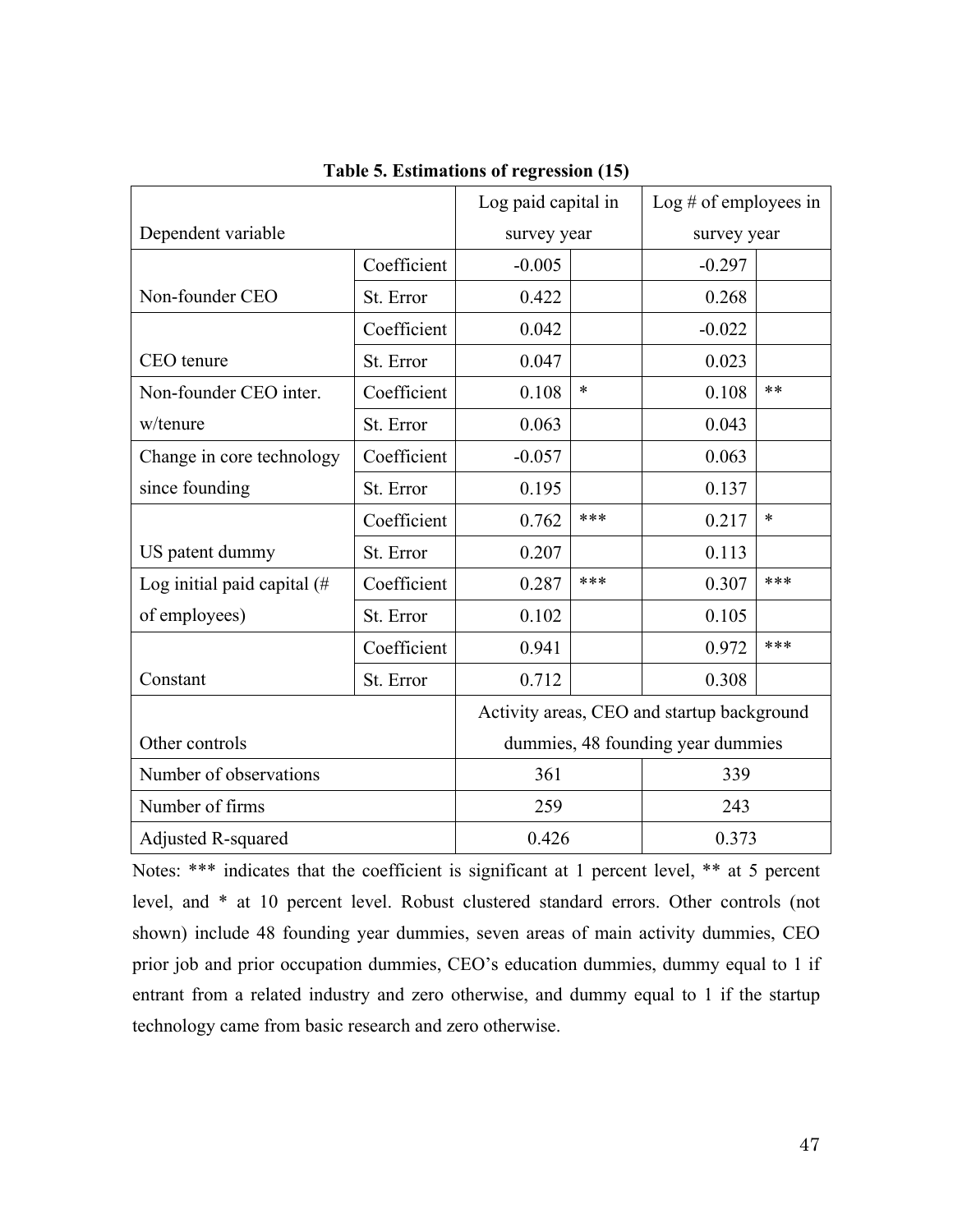**Table 5. Estimations of regression (15)**

| Dependent variable | | Log paid capital in survey year | | Log # of employees in survey year | |
|---|---|---|---|---|---|
| Non-founder CEO | Coefficient | -0.005 | | -0.297 | |
| | St. Error | 0.422 | | 0.268 | |
| CEO tenure | Coefficient | 0.042 | | -0.022 | |
| | St. Error | 0.047 | | 0.023 | |
| Non-founder CEO inter. w/tenure | Coefficient | 0.108 | * | 0.108 | ** |
| | St. Error | 0.063 | | 0.043 | |
| Change in core technology since founding | Coefficient | -0.057 | | 0.063 | |
| | St. Error | 0.195 | | 0.137 | |
| US patent dummy | Coefficient | 0.762 | *** | 0.217 | * |
| | St. Error | 0.207 | | 0.113 | |
| Log initial paid capital (# of employees) | Coefficient | 0.287 | *** | 0.307 | *** |
| | St. Error | 0.102 | | 0.105 | |
| Constant | Coefficient | 0.941 | | 0.972 | *** |
| | St. Error | 0.712 | | 0.308 | |
| Other controls | | Activity areas, CEO and startup background dummies, 48 founding year dummies | | | |
| Number of observations | | 361 | | 339 | |
| Number of firms | | 259 | | 243 | |
| Adjusted R-squared | | 0.426 | | 0.373 | |

Notes: *** indicates that the coefficient is significant at 1 percent level, ** at 5 percent level, and * at 10 percent level. Robust clustered standard errors. Other controls (not shown) include 48 founding year dummies, seven areas of main activity dummies, CEO prior job and prior occupation dummies, CEO's education dummies, dummy equal to 1 if entrant from a related industry and zero otherwise, and dummy equal to 1 if the startup technology came from basic research and zero otherwise.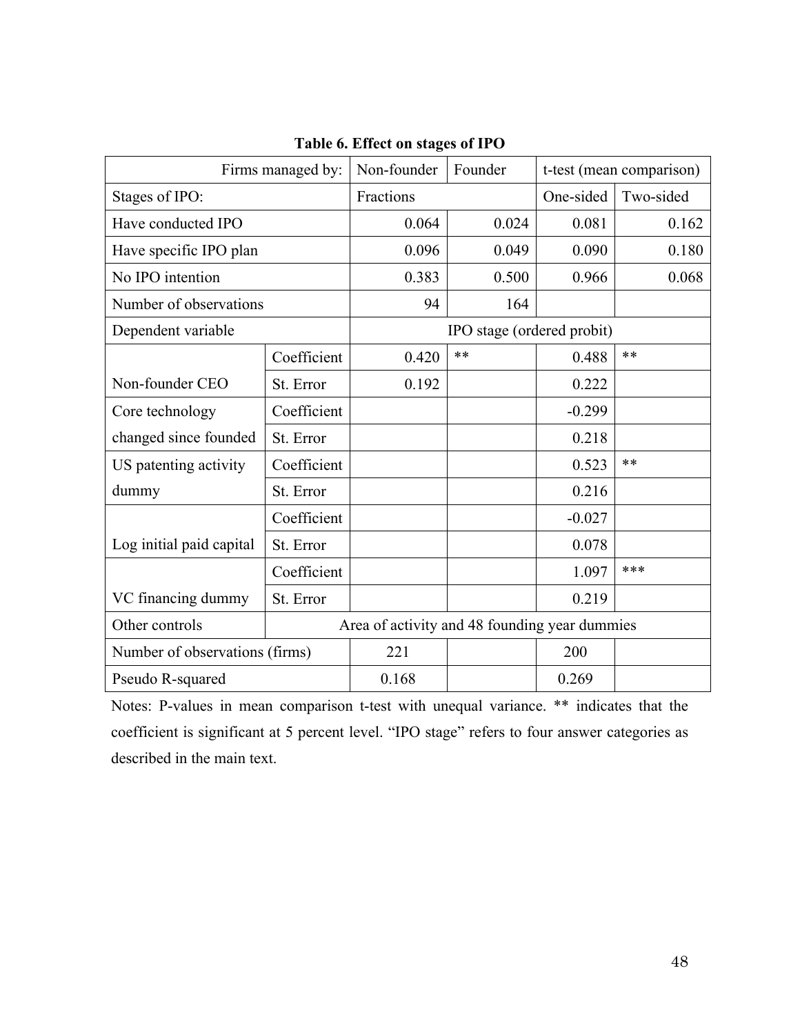**Table 6. Effect on stages of IPO**

| Firms managed by: | | Non-founder | Founder | t-test (mean comparison) | |
|---|---|---|---|---|---|
| Stages of IPO: | | Fractions | | One-sided | Two-sided |
| Have conducted IPO | | 0.064 | 0.024 | 0.081 | 0.162 |
| Have specific IPO plan | | 0.096 | 0.049 | 0.090 | 0.180 |
| No IPO intention | | 0.383 | 0.500 | 0.966 | 0.068 |
| Number of observations | | 94 | 164 | | |
| Dependent variable | | IPO stage (ordered probit) | | | |
| Non-founder CEO | Coefficient | 0.420 | ** | 0.488 | ** |
| | St. Error | 0.192 | | 0.222 | |
| Core technology changed since founded | Coefficient | | | -0.299 | |
| | St. Error | | | 0.218 | |
| US patenting activity dummy | Coefficient | | | 0.523 | ** |
| | St. Error | | | 0.216 | |
| Log initial paid capital | Coefficient | | | -0.027 | |
| | St. Error | | | 0.078 | |
| VC financing dummy | Coefficient | | | 1.097 | *** |
| | St. Error | | | 0.219 | |
| Other controls | Area of activity and 48 founding year dummies | | | | |
| Number of observations (firms) | | 221 | | 200 | |
| Pseudo R-squared | | 0.168 | | 0.269 | |

Notes: P-values in mean comparison t-test with unequal variance. ** indicates that the coefficient is significant at 5 percent level. "IPO stage" refers to four answer categories as described in the main text.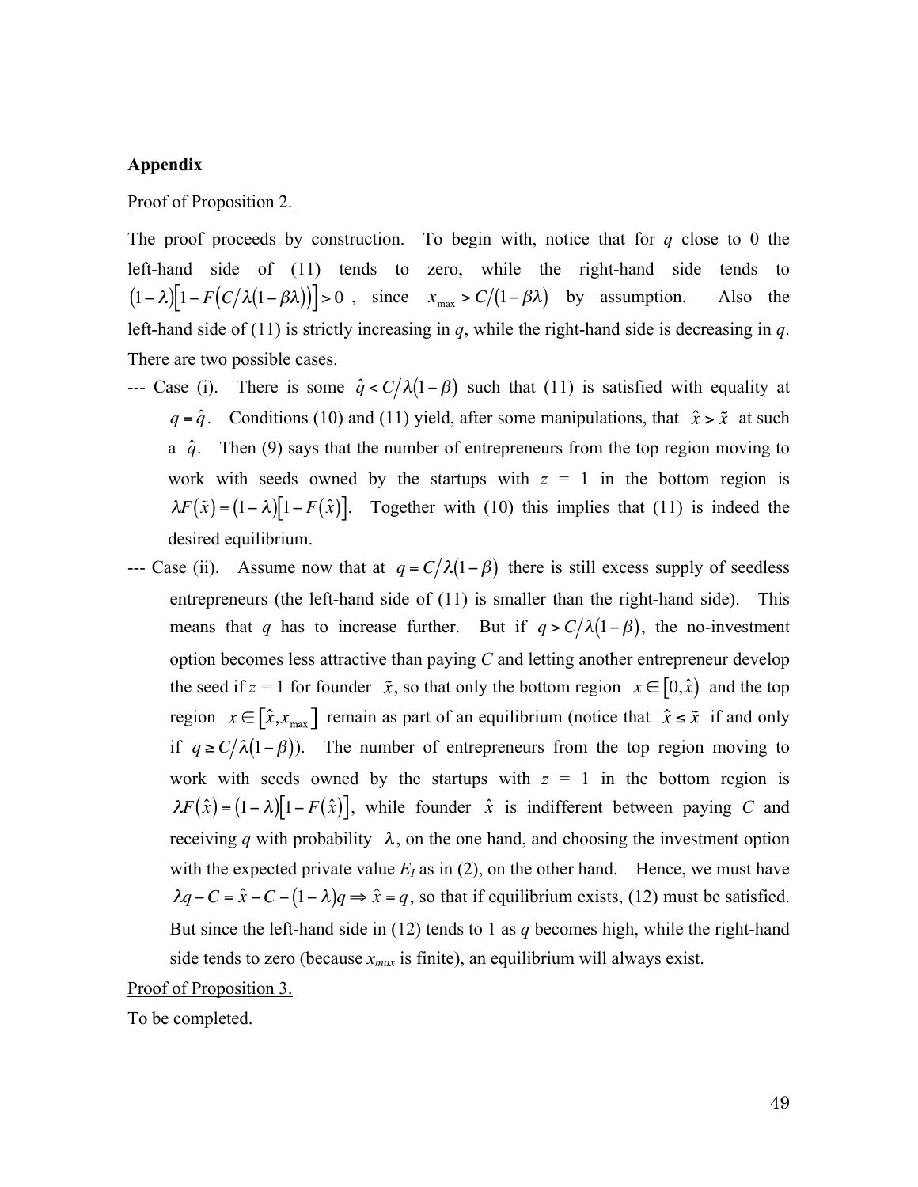**Appendix**

Proof of Proposition 2.

The proof proceeds by construction. To begin with, notice that for $q$ close to 0 the left-hand side of (11) tends to zero, while the right-hand side tends to $(1-\lambda)\left[1-F\left(C/\lambda(1-\beta\lambda)\right)\right]>0$, since $x_{\max}>C/(1-\beta\lambda)$ by assumption. Also the left-hand side of (11) is strictly increasing in $q$, while the right-hand side is decreasing in $q$. There are two possible cases.

--- Case (i). There is some $\hat{q}<C/\lambda(1-\beta)$ such that (11) is satisfied with equality at $q=\hat{q}$. Conditions (10) and (11) yield, after some manipulations, that $\hat{x}>\tilde{x}$ at such a $\hat{q}$. Then (9) says that the number of entrepreneurs from the top region moving to work with seeds owned by the startups with $z$ = 1 in the bottom region is $\lambda F(\tilde{x})=(1-\lambda)\left[1-F(\hat{x})\right]$. Together with (10) this implies that (11) is indeed the desired equilibrium.

--- Case (ii). Assume now that at $q=C/\lambda(1-\beta)$ there is still excess supply of seedless entrepreneurs (the left-hand side of (11) is smaller than the right-hand side). This means that $q$ has to increase further. But if $q>C/\lambda(1-\beta)$, the no-investment option becomes less attractive than paying $C$ and letting another entrepreneur develop the seed if $z$ = 1 for founder $\tilde{x}$, so that only the bottom region $x\in[0,\hat{x})$ and the top region $x\in[\hat{x},x_{\max}]$ remain as part of an equilibrium (notice that $\hat{x}\le\tilde{x}$ if and only if $q\ge C/\lambda(1-\beta)$). The number of entrepreneurs from the top region moving to work with seeds owned by the startups with $z$ = 1 in the bottom region is $\lambda F(\hat{x})=(1-\lambda)\left[1-F(\hat{x})\right]$, while founder $\hat{x}$ is indifferent between paying $C$ and receiving $q$ with probability $\lambda$, on the one hand, and choosing the investment option with the expected private value $E_I$ as in (2), on the other hand. Hence, we must have $\lambda q-C=\hat{x}-C-(1-\lambda)q\Rightarrow\hat{x}=q$, so that if equilibrium exists, (12) must be satisfied. But since the left-hand side in (12) tends to 1 as $q$ becomes high, while the right-hand side tends to zero (because $x_{max}$ is finite), an equilibrium will always exist.

Proof of Proposition 3.

To be completed.